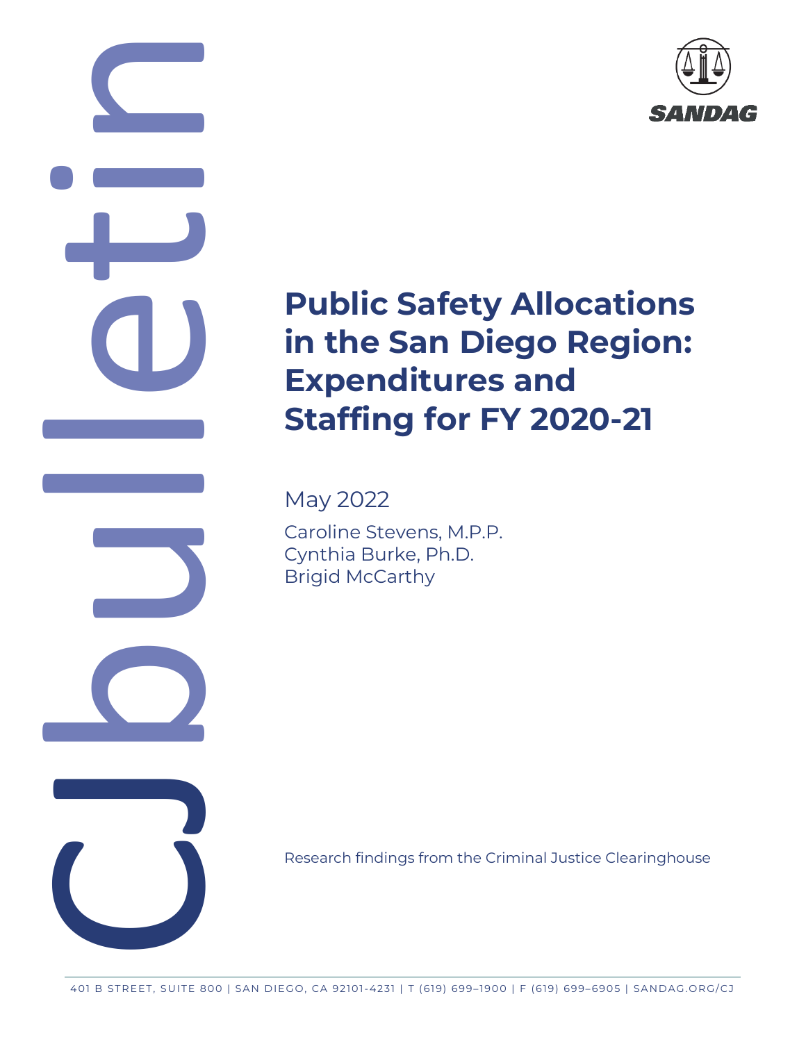CJbulletin

SANDAG

# Public Safety Allocations in the San Diego Region: Expenditures and Staffing for FY 2020-21

May 2022

Caroline Stevens, M.P.P.
Cynthia Burke, Ph.D.
Brigid McCarthy

Research findings from the Criminal Justice Clearinghouse

401 B STREET, SUITE 800 | SAN DIEGO, CA 92101-4231 | T (619) 699–1900 | F (619) 699–6905 | SANDAG.ORG/CJ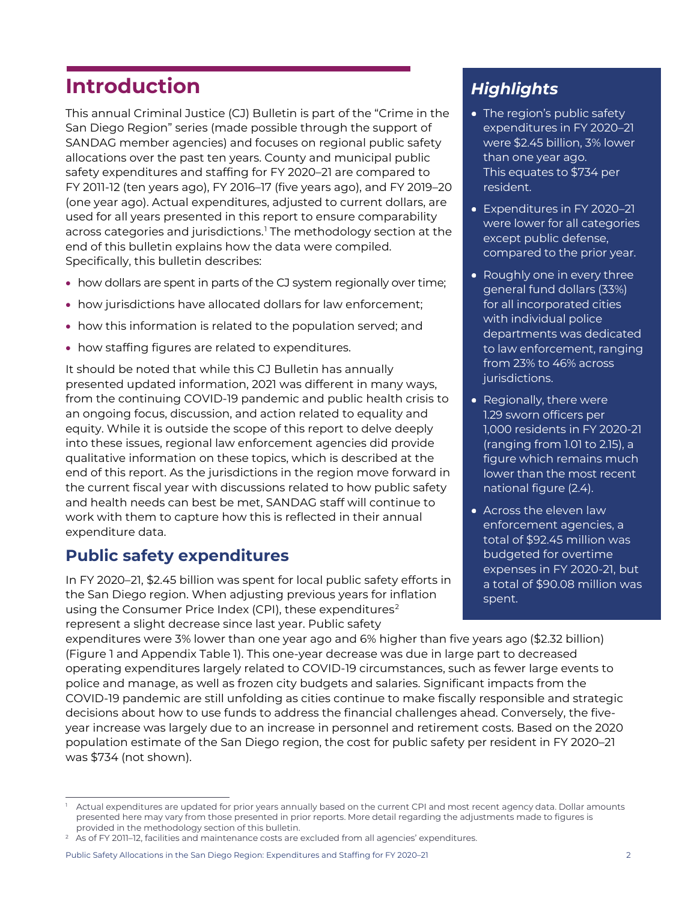# Introduction

This annual Criminal Justice (CJ) Bulletin is part of the "Crime in the San Diego Region" series (made possible through the support of SANDAG member agencies) and focuses on regional public safety allocations over the past ten years. County and municipal public safety expenditures and staffing for FY 2020–21 are compared to FY 2011-12 (ten years ago), FY 2016–17 (five years ago), and FY 2019–20 (one year ago). Actual expenditures, adjusted to current dollars, are used for all years presented in this report to ensure comparability across categories and jurisdictions.[1] The methodology section at the end of this bulletin explains how the data were compiled. Specifically, this bulletin describes:

- how dollars are spent in parts of the CJ system regionally over time;
- how jurisdictions have allocated dollars for law enforcement;
- how this information is related to the population served; and
- how staffing figures are related to expenditures.

It should be noted that while this CJ Bulletin has annually presented updated information, 2021 was different in many ways, from the continuing COVID-19 pandemic and public health crisis to an ongoing focus, discussion, and action related to equality and equity. While it is outside the scope of this report to delve deeply into these issues, regional law enforcement agencies did provide qualitative information on these topics, which is described at the end of this report. As the jurisdictions in the region move forward in the current fiscal year with discussions related to how public safety and health needs can best be met, SANDAG staff will continue to work with them to capture how this is reflected in their annual expenditure data.

## Public safety expenditures

In FY 2020–21, $2.45 billion was spent for local public safety efforts in the San Diego region. When adjusting previous years for inflation using the Consumer Price Index (CPI), these expenditures[2] represent a slight decrease since last year. Public safety expenditures were 3% lower than one year ago and 6% higher than five years ago ($2.32 billion) (Figure 1 and Appendix Table 1). This one-year decrease was due in large part to decreased operating expenditures largely related to COVID-19 circumstances, such as fewer large events to police and manage, as well as frozen city budgets and salaries. Significant impacts from the COVID-19 pandemic are still unfolding as cities continue to make fiscally responsible and strategic decisions about how to use funds to address the financial challenges ahead. Conversely, the five-year increase was largely due to an increase in personnel and retirement costs. Based on the 2020 population estimate of the San Diego region, the cost for public safety per resident in FY 2020–21 was $734 (not shown).

### *Highlights*

- The region's public safety expenditures in FY 2020–21 were $2.45 billion, 3% lower than one year ago. This equates to $734 per resident.
- Expenditures in FY 2020–21 were lower for all categories except public defense, compared to the prior year.
- Roughly one in every three general fund dollars (33%) for all incorporated cities with individual police departments was dedicated to law enforcement, ranging from 23% to 46% across jurisdictions.
- Regionally, there were 1.29 sworn officers per 1,000 residents in FY 2020-21 (ranging from 1.01 to 2.15), a figure which remains much lower than the most recent national figure (2.4).
- Across the eleven law enforcement agencies, a total of $92.45 million was budgeted for overtime expenses in FY 2020-21, but a total of $90.08 million was spent.

---

[1] Actual expenditures are updated for prior years annually based on the current CPI and most recent agency data. Dollar amounts presented here may vary from those presented in prior reports. More detail regarding the adjustments made to figures is provided in the methodology section of this bulletin.

[2] As of FY 2011–12, facilities and maintenance costs are excluded from all agencies' expenditures.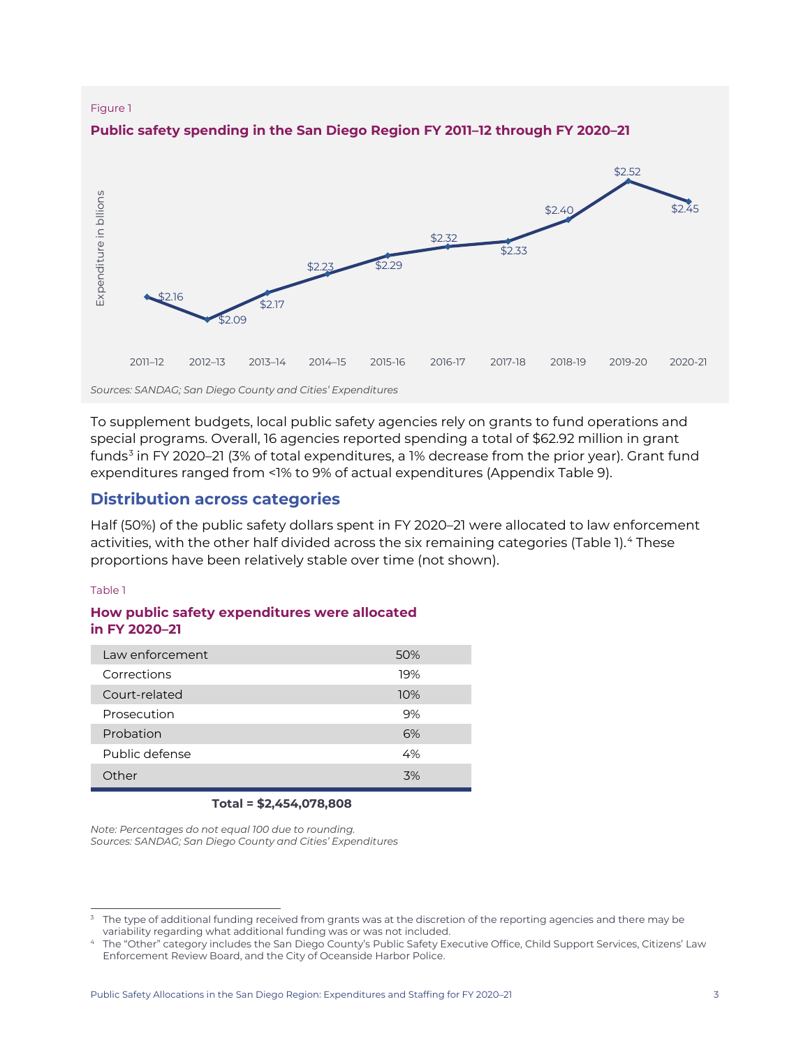Figure 1

**Public safety spending in the San Diego Region FY 2011–12 through FY 2020–21**

| Fiscal Year | Expenditure in billions |
|---|---|
| 2011–12 | $2.16 |
| 2012–13 | $2.09 |
| 2013–14 | $2.17 |
| 2014–15 | $2.23 |
| 2015-16 | $2.29 |
| 2016-17 | $2.32 |
| 2017-18 | $2.33 |
| 2018-19 | $2.40 |
| 2019-20 | $2.52 |
| 2020-21 | $2.45 |

*Sources: SANDAG; San Diego County and Cities' Expenditures*

To supplement budgets, local public safety agencies rely on grants to fund operations and special programs. Overall, 16 agencies reported spending a total of $62.92 million in grant funds[3] in FY 2020–21 (3% of total expenditures, a 1% decrease from the prior year). Grant fund expenditures ranged from <1% to 9% of actual expenditures (Appendix Table 9).

## Distribution across categories

Half (50%) of the public safety dollars spent in FY 2020–21 were allocated to law enforcement activities, with the other half divided across the six remaining categories (Table 1).[4] These proportions have been relatively stable over time (not shown).

Table 1

**How public safety expenditures were allocated in FY 2020–21**

| Category | Percent |
|---|---|
| Law enforcement | 50% |
| Corrections | 19% |
| Court-related | 10% |
| Prosecution | 9% |
| Probation | 6% |
| Public defense | 4% |
| Other | 3% |

**Total = $2,454,078,808**

*Note: Percentages do not equal 100 due to rounding.*
*Sources: SANDAG; San Diego County and Cities' Expenditures*

---

[3] The type of additional funding received from grants was at the discretion of the reporting agencies and there may be variability regarding what additional funding was or was not included.

[4] The "Other" category includes the San Diego County's Public Safety Executive Office, Child Support Services, Citizens' Law Enforcement Review Board, and the City of Oceanside Harbor Police.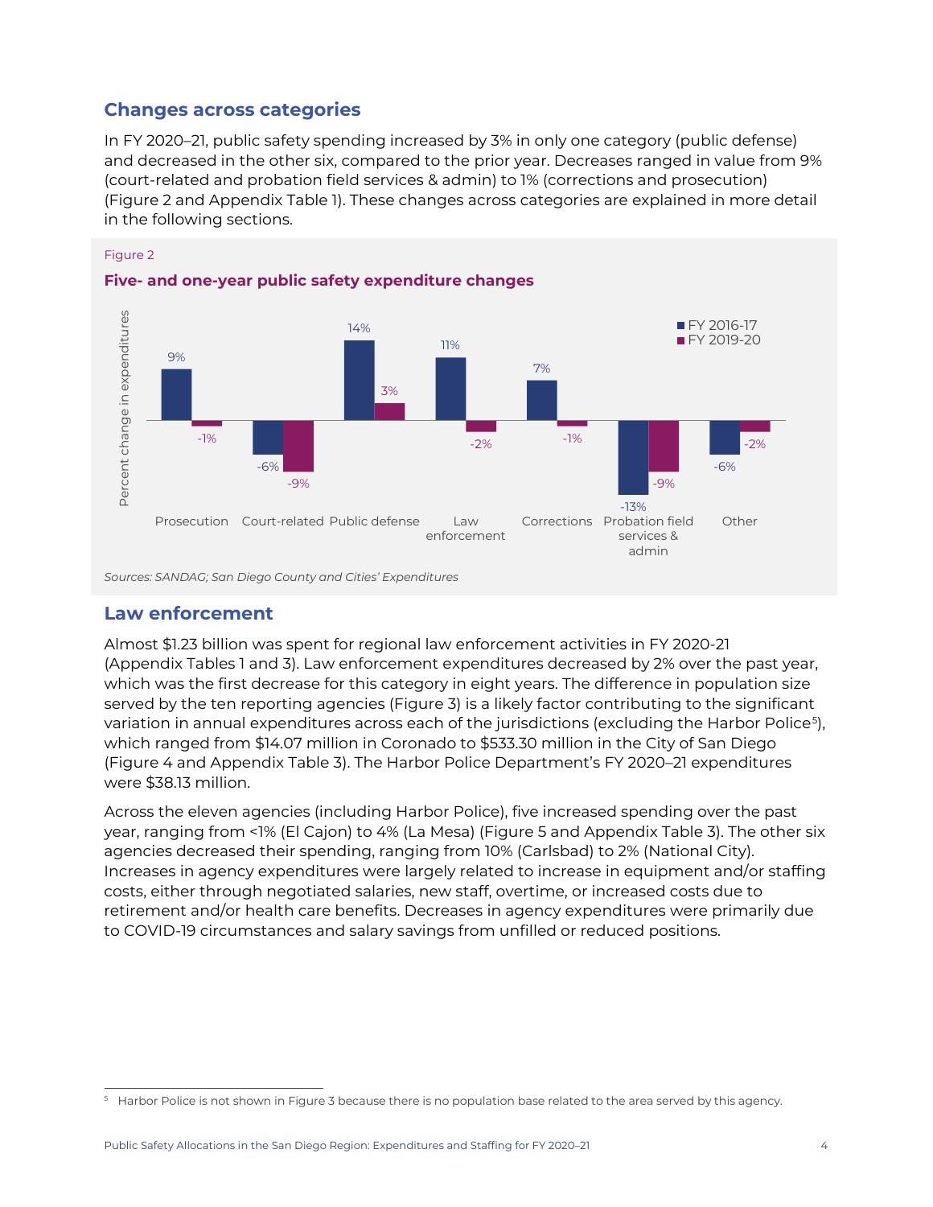## Changes across categories

In FY 2020–21, public safety spending increased by 3% in only one category (public defense) and decreased in the other six, compared to the prior year. Decreases ranged in value from 9% (court-related and probation field services & admin) to 1% (corrections and prosecution) (Figure 2 and Appendix Table 1). These changes across categories are explained in more detail in the following sections.

Figure 2

**Five- and one-year public safety expenditure changes**

| Category | FY 2016-17 | FY 2019-20 |
|---|---|---|
| Prosecution | 9% | -1% |
| Court-related | -6% | -9% |
| Public defense | 14% | 3% |
| Law enforcement | 11% | -2% |
| Corrections | 7% | -1% |
| Probation field services & admin | -13% | -9% |
| Other | -6% | -2% |

*Sources: SANDAG; San Diego County and Cities' Expenditures*

## Law enforcement

Almost $1.23 billion was spent for regional law enforcement activities in FY 2020-21 (Appendix Tables 1 and 3). Law enforcement expenditures decreased by 2% over the past year, which was the first decrease for this category in eight years. The difference in population size served by the ten reporting agencies (Figure 3) is a likely factor contributing to the significant variation in annual expenditures across each of the jurisdictions (excluding the Harbor Police[5]), which ranged from $14.07 million in Coronado to $533.30 million in the City of San Diego (Figure 4 and Appendix Table 3). The Harbor Police Department's FY 2020–21 expenditures were $38.13 million.

Across the eleven agencies (including Harbor Police), five increased spending over the past year, ranging from <1% (El Cajon) to 4% (La Mesa) (Figure 5 and Appendix Table 3). The other six agencies decreased their spending, ranging from 10% (Carlsbad) to 2% (National City). Increases in agency expenditures were largely related to increase in equipment and/or staffing costs, either through negotiated salaries, new staff, overtime, or increased costs due to retirement and/or health care benefits. Decreases in agency expenditures were primarily due to COVID-19 circumstances and salary savings from unfilled or reduced positions.

[5] Harbor Police is not shown in Figure 3 because there is no population base related to the area served by this agency.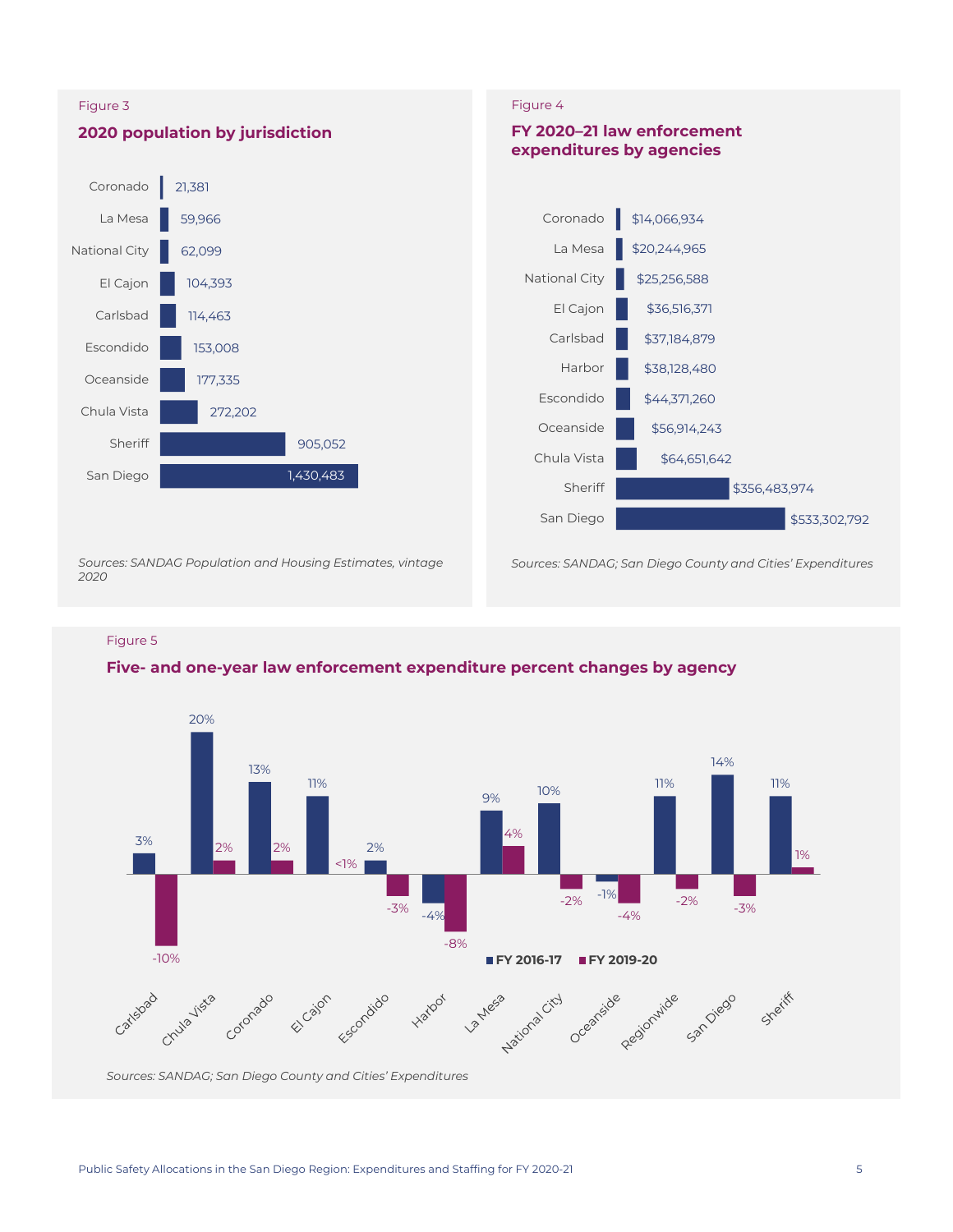Figure 3

### 2020 population by jurisdiction

| Jurisdiction | Population |
|---|---|
| Coronado | 21,381 |
| La Mesa | 59,966 |
| National City | 62,099 |
| El Cajon | 104,393 |
| Carlsbad | 114,463 |
| Escondido | 153,008 |
| Oceanside | 177,335 |
| Chula Vista | 272,202 |
| Sheriff | 905,052 |
| San Diego | 1,430,483 |

*Sources: SANDAG Population and Housing Estimates, vintage 2020*

Figure 4

### FY 2020–21 law enforcement expenditures by agencies

| Agency | Expenditures |
|---|---|
| Coronado | $14,066,934 |
| La Mesa | $20,244,965 |
| National City | $25,256,588 |
| El Cajon | $36,516,371 |
| Carlsbad | $37,184,879 |
| Harbor | $38,128,480 |
| Escondido | $44,371,260 |
| Oceanside | $56,914,243 |
| Chula Vista | $64,651,642 |
| Sheriff | $356,483,974 |
| San Diego | $533,302,792 |

*Sources: SANDAG; San Diego County and Cities' Expenditures*

Figure 5

### Five- and one-year law enforcement expenditure percent changes by agency

| Agency | FY 2016-17 | FY 2019-20 |
|---|---|---|
| Carlsbad | 3% | -10% |
| Chula Vista | 20% | 2% |
| Coronado | 13% | 2% |
| El Cajon | 11% | <1% |
| Escondido | 2% | -3% |
| Harbor | -4% | -8% |
| La Mesa | 9% | 4% |
| National City | 10% | -2% |
| Oceanside | -1% | -4% |
| Regionwide | 11% | -2% |
| San Diego | 14% | -3% |
| Sheriff | 11% | 1% |

*Sources: SANDAG; San Diego County and Cities' Expenditures*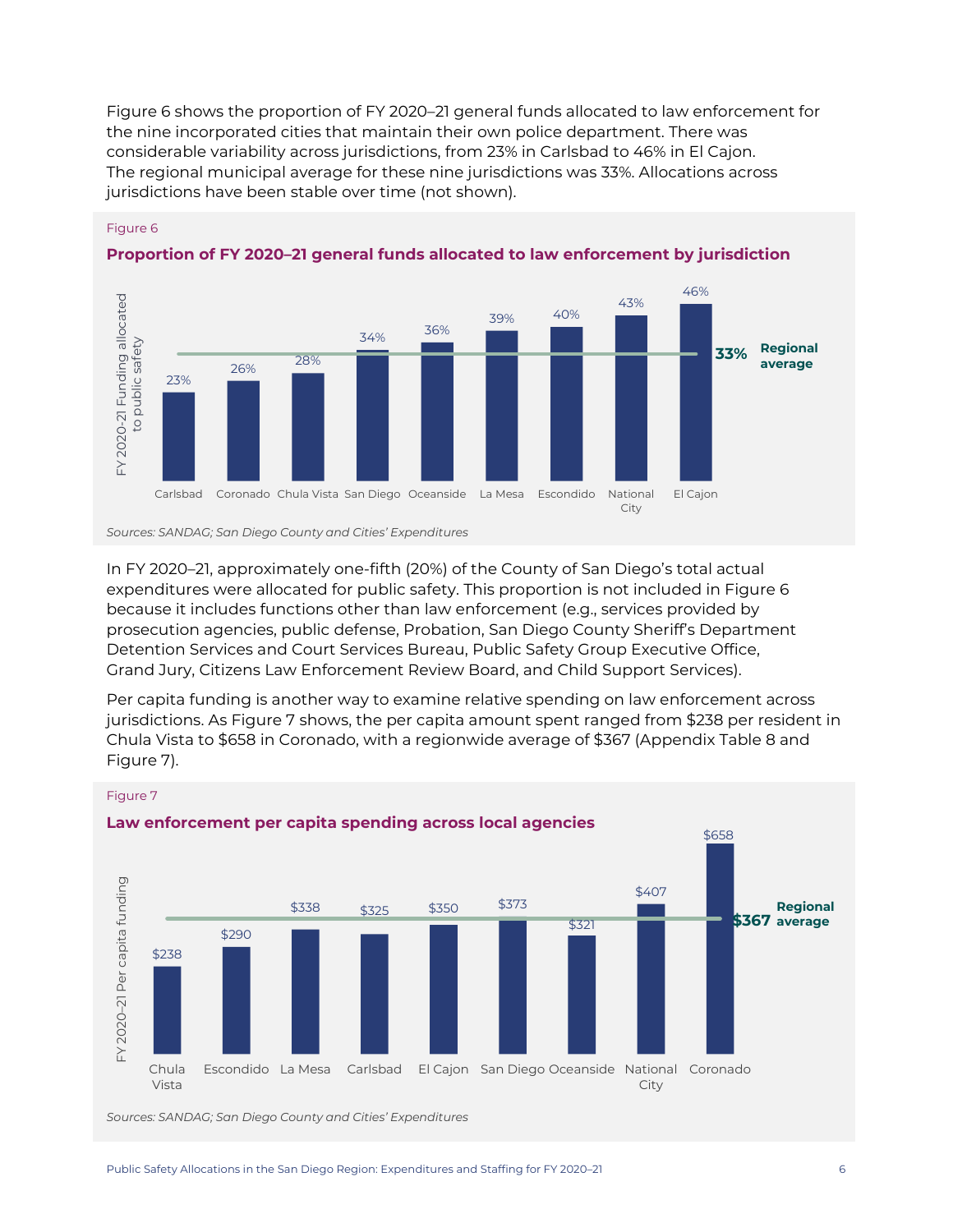Figure 6 shows the proportion of FY 2020–21 general funds allocated to law enforcement for the nine incorporated cities that maintain their own police department. There was considerable variability across jurisdictions, from 23% in Carlsbad to 46% in El Cajon. The regional municipal average for these nine jurisdictions was 33%. Allocations across jurisdictions have been stable over time (not shown).

Figure 6

**Proportion of FY 2020–21 general funds allocated to law enforcement by jurisdiction**

| Jurisdiction | FY 2020-21 Funding allocated to public safety |
|---|---|
| Carlsbad | 23% |
| Coronado | 26% |
| Chula Vista | 28% |
| San Diego | 34% |
| Oceanside | 36% |
| La Mesa | 39% |
| Escondido | 40% |
| National City | 43% |
| El Cajon | 46% |
| Regional average | 33% |

*Sources: SANDAG; San Diego County and Cities' Expenditures*

In FY 2020–21, approximately one-fifth (20%) of the County of San Diego's total actual expenditures were allocated for public safety. This proportion is not included in Figure 6 because it includes functions other than law enforcement (e.g., services provided by prosecution agencies, public defense, Probation, San Diego County Sheriff's Department Detention Services and Court Services Bureau, Public Safety Group Executive Office, Grand Jury, Citizens Law Enforcement Review Board, and Child Support Services).

Per capita funding is another way to examine relative spending on law enforcement across jurisdictions. As Figure 7 shows, the per capita amount spent ranged from $238 per resident in Chula Vista to $658 in Coronado, with a regionwide average of $367 (Appendix Table 8 and Figure 7).

Figure 7

**Law enforcement per capita spending across local agencies**

| Jurisdiction | FY 2020-21 Per capita funding |
|---|---|
| Chula Vista | $238 |
| Escondido | $290 |
| La Mesa | $338 |
| Carlsbad | $325 |
| El Cajon | $350 |
| San Diego | $373 |
| Oceanside | $321 |
| National City | $407 |
| Coronado | $658 |
| Regional average | $367 |

*Sources: SANDAG; San Diego County and Cities' Expenditures*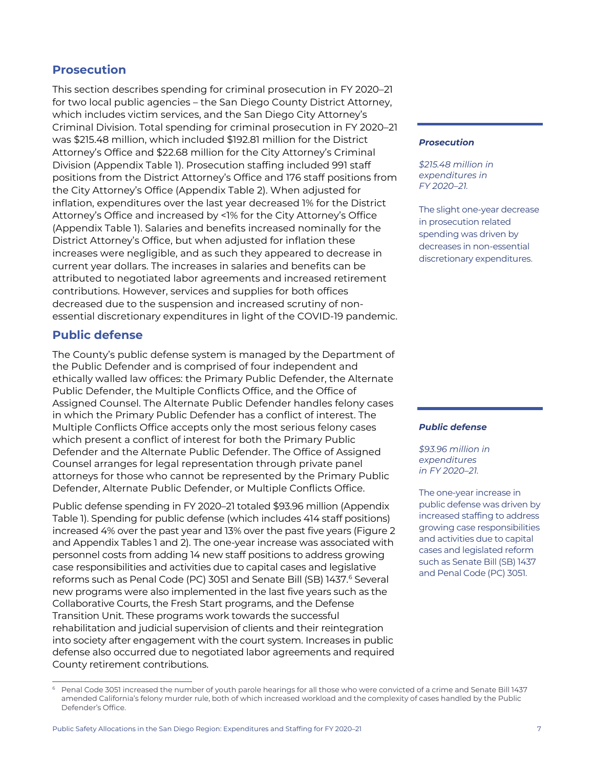## Prosecution

This section describes spending for criminal prosecution in FY 2020–21 for two local public agencies – the San Diego County District Attorney, which includes victim services, and the San Diego City Attorney's Criminal Division. Total spending for criminal prosecution in FY 2020–21 was $215.48 million, which included $192.81 million for the District Attorney's Office and $22.68 million for the City Attorney's Criminal Division (Appendix Table 1). Prosecution staffing included 991 staff positions from the District Attorney's Office and 176 staff positions from the City Attorney's Office (Appendix Table 2). When adjusted for inflation, expenditures over the last year decreased 1% for the District Attorney's Office and increased by <1% for the City Attorney's Office (Appendix Table 1). Salaries and benefits increased nominally for the District Attorney's Office, but when adjusted for inflation these increases were negligible, and as such they appeared to decrease in current year dollars. The increases in salaries and benefits can be attributed to negotiated labor agreements and increased retirement contributions. However, services and supplies for both offices decreased due to the suspension and increased scrutiny of non-essential discretionary expenditures in light of the COVID-19 pandemic.

***Prosecution***

*$215.48 million in expenditures in FY 2020–21.*

The slight one-year decrease in prosecution related spending was driven by decreases in non-essential discretionary expenditures.

## Public defense

The County's public defense system is managed by the Department of the Public Defender and is comprised of four independent and ethically walled law offices: the Primary Public Defender, the Alternate Public Defender, the Multiple Conflicts Office, and the Office of Assigned Counsel. The Alternate Public Defender handles felony cases in which the Primary Public Defender has a conflict of interest. The Multiple Conflicts Office accepts only the most serious felony cases which present a conflict of interest for both the Primary Public Defender and the Alternate Public Defender. The Office of Assigned Counsel arranges for legal representation through private panel attorneys for those who cannot be represented by the Primary Public Defender, Alternate Public Defender, or Multiple Conflicts Office.

Public defense spending in FY 2020–21 totaled $93.96 million (Appendix Table 1). Spending for public defense (which includes 414 staff positions) increased 4% over the past year and 13% over the past five years (Figure 2 and Appendix Tables 1 and 2). The one-year increase was associated with personnel costs from adding 14 new staff positions to address growing case responsibilities and activities due to capital cases and legislative reforms such as Penal Code (PC) 3051 and Senate Bill (SB) 1437.[6] Several new programs were also implemented in the last five years such as the Collaborative Courts, the Fresh Start programs, and the Defense Transition Unit. These programs work towards the successful rehabilitation and judicial supervision of clients and their reintegration into society after engagement with the court system. Increases in public defense also occurred due to negotiated labor agreements and required County retirement contributions.

***Public defense***

*$93.96 million in expenditures in FY 2020–21.*

The one-year increase in public defense was driven by increased staffing to address growing case responsibilities and activities due to capital cases and legislated reform such as Senate Bill (SB) 1437 and Penal Code (PC) 3051.

---

[6] Penal Code 3051 increased the number of youth parole hearings for all those who were convicted of a crime and Senate Bill 1437 amended California's felony murder rule, both of which increased workload and the complexity of cases handled by the Public Defender's Office.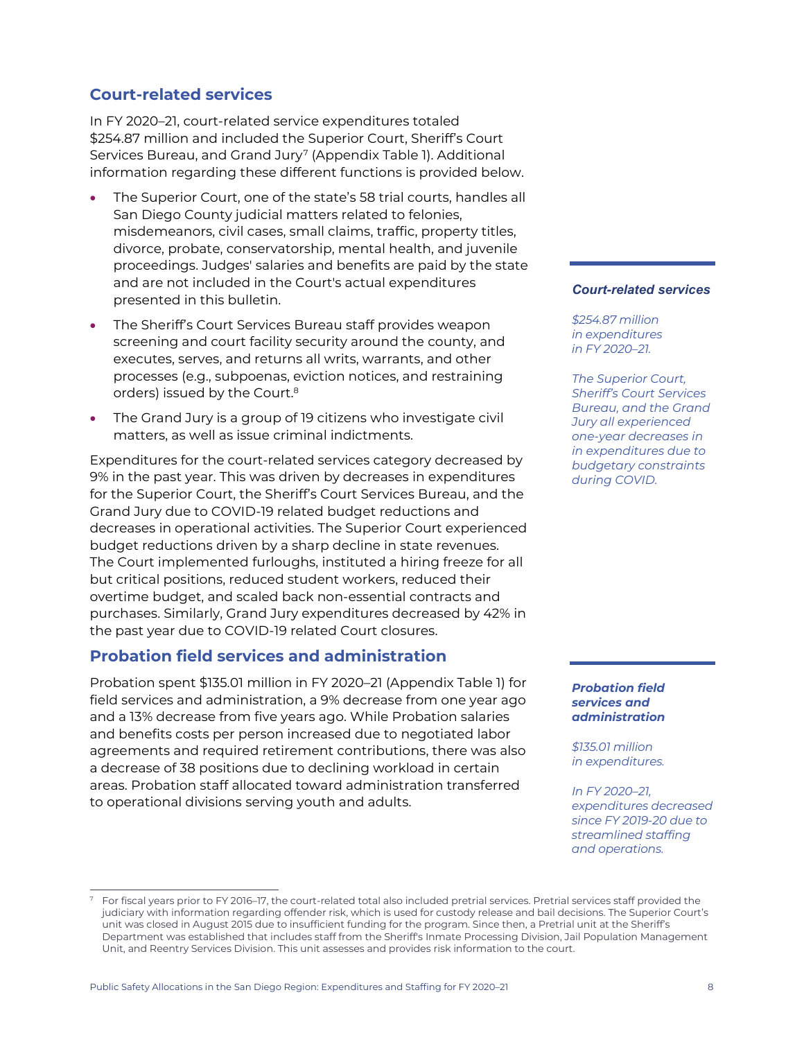## Court-related services

In FY 2020–21, court-related service expenditures totaled $254.87 million and included the Superior Court, Sheriff's Court Services Bureau, and Grand Jury[7] (Appendix Table 1). Additional information regarding these different functions is provided below.

- The Superior Court, one of the state's 58 trial courts, handles all San Diego County judicial matters related to felonies, misdemeanors, civil cases, small claims, traffic, property titles, divorce, probate, conservatorship, mental health, and juvenile proceedings. Judges' salaries and benefits are paid by the state and are not included in the Court's actual expenditures presented in this bulletin.
- The Sheriff's Court Services Bureau staff provides weapon screening and court facility security around the county, and executes, serves, and returns all writs, warrants, and other processes (e.g., subpoenas, eviction notices, and restraining orders) issued by the Court.[8]
- The Grand Jury is a group of 19 citizens who investigate civil matters, as well as issue criminal indictments.

Expenditures for the court-related services category decreased by 9% in the past year. This was driven by decreases in expenditures for the Superior Court, the Sheriff's Court Services Bureau, and the Grand Jury due to COVID-19 related budget reductions and decreases in operational activities. The Superior Court experienced budget reductions driven by a sharp decline in state revenues. The Court implemented furloughs, instituted a hiring freeze for all but critical positions, reduced student workers, reduced their overtime budget, and scaled back non-essential contracts and purchases. Similarly, Grand Jury expenditures decreased by 42% in the past year due to COVID-19 related Court closures.

***Court-related services***

*$254.87 million in expenditures in FY 2020–21.*

*The Superior Court, Sheriff's Court Services Bureau, and the Grand Jury all experienced one-year decreases in in expenditures due to budgetary constraints during COVID.*

## Probation field services and administration

Probation spent $135.01 million in FY 2020–21 (Appendix Table 1) for field services and administration, a 9% decrease from one year ago and a 13% decrease from five years ago. While Probation salaries and benefits costs per person increased due to negotiated labor agreements and required retirement contributions, there was also a decrease of 38 positions due to declining workload in certain areas. Probation staff allocated toward administration transferred to operational divisions serving youth and adults.

***Probation field services and administration***

*$135.01 million in expenditures.*

*In FY 2020–21, expenditures decreased since FY 2019-20 due to streamlined staffing and operations.*

---

[7] For fiscal years prior to FY 2016–17, the court-related total also included pretrial services. Pretrial services staff provided the judiciary with information regarding offender risk, which is used for custody release and bail decisions. The Superior Court's unit was closed in August 2015 due to insufficient funding for the program. Since then, a Pretrial unit at the Sheriff's Department was established that includes staff from the Sheriff's Inmate Processing Division, Jail Population Management Unit, and Reentry Services Division. This unit assesses and provides risk information to the court.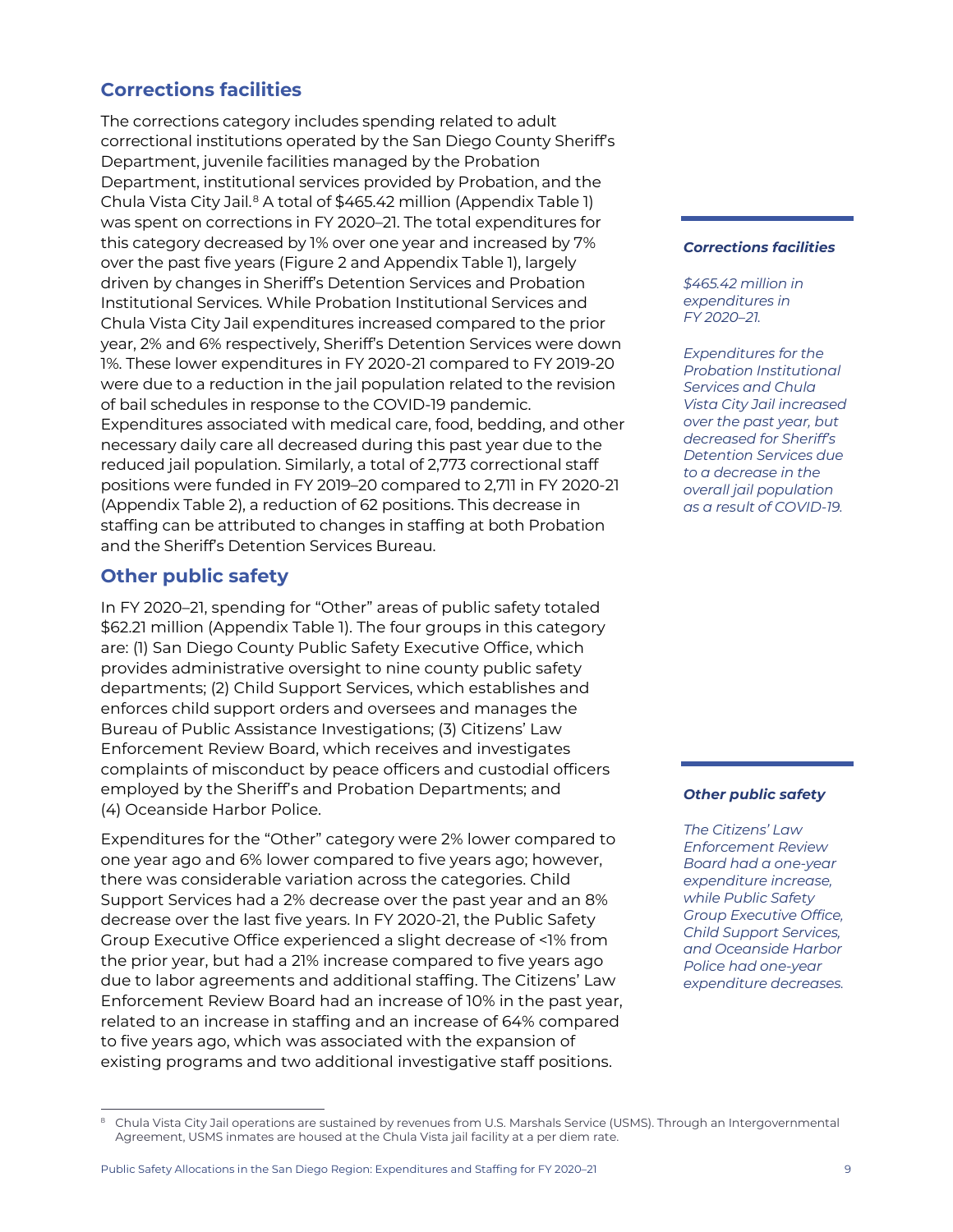## Corrections facilities

The corrections category includes spending related to adult correctional institutions operated by the San Diego County Sheriff's Department, juvenile facilities managed by the Probation Department, institutional services provided by Probation, and the Chula Vista City Jail.[8] A total of $465.42 million (Appendix Table 1) was spent on corrections in FY 2020–21. The total expenditures for this category decreased by 1% over one year and increased by 7% over the past five years (Figure 2 and Appendix Table 1), largely driven by changes in Sheriff's Detention Services and Probation Institutional Services. While Probation Institutional Services and Chula Vista City Jail expenditures increased compared to the prior year, 2% and 6% respectively, Sheriff's Detention Services were down 1%. These lower expenditures in FY 2020-21 compared to FY 2019-20 were due to a reduction in the jail population related to the revision of bail schedules in response to the COVID-19 pandemic. Expenditures associated with medical care, food, bedding, and other necessary daily care all decreased during this past year due to the reduced jail population. Similarly, a total of 2,773 correctional staff positions were funded in FY 2019–20 compared to 2,711 in FY 2020-21 (Appendix Table 2), a reduction of 62 positions. This decrease in staffing can be attributed to changes in staffing at both Probation and the Sheriff's Detention Services Bureau.

***Corrections facilities***

*$465.42 million in expenditures in FY 2020–21.*

*Expenditures for the Probation Institutional Services and Chula Vista City Jail increased over the past year, but decreased for Sheriff's Detention Services due to a decrease in the overall jail population as a result of COVID-19.*

## Other public safety

In FY 2020–21, spending for "Other" areas of public safety totaled $62.21 million (Appendix Table 1). The four groups in this category are: (1) San Diego County Public Safety Executive Office, which provides administrative oversight to nine county public safety departments; (2) Child Support Services, which establishes and enforces child support orders and oversees and manages the Bureau of Public Assistance Investigations; (3) Citizens' Law Enforcement Review Board, which receives and investigates complaints of misconduct by peace officers and custodial officers employed by the Sheriff's and Probation Departments; and (4) Oceanside Harbor Police.

Expenditures for the "Other" category were 2% lower compared to one year ago and 6% lower compared to five years ago; however, there was considerable variation across the categories. Child Support Services had a 2% decrease over the past year and an 8% decrease over the last five years. In FY 2020-21, the Public Safety Group Executive Office experienced a slight decrease of <1% from the prior year, but had a 21% increase compared to five years ago due to labor agreements and additional staffing. The Citizens' Law Enforcement Review Board had an increase of 10% in the past year, related to an increase in staffing and an increase of 64% compared to five years ago, which was associated with the expansion of existing programs and two additional investigative staff positions.

***Other public safety***

*The Citizens' Law Enforcement Review Board had a one-year expenditure increase, while Public Safety Group Executive Office, Child Support Services, and Oceanside Harbor Police had one-year expenditure decreases.*

---

[8] Chula Vista City Jail operations are sustained by revenues from U.S. Marshals Service (USMS). Through an Intergovernmental Agreement, USMS inmates are housed at the Chula Vista jail facility at a per diem rate.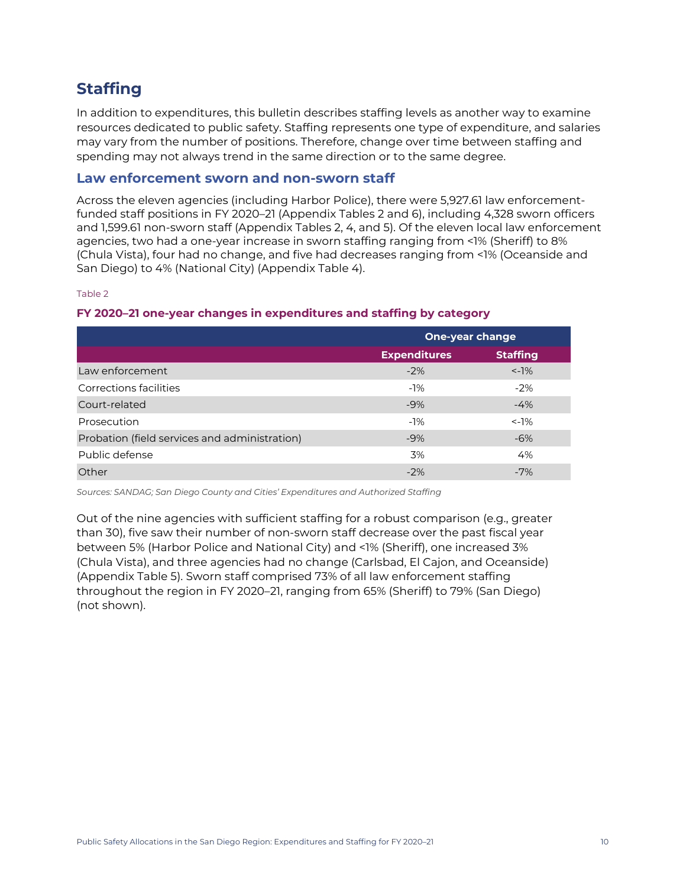## Staffing

In addition to expenditures, this bulletin describes staffing levels as another way to examine resources dedicated to public safety. Staffing represents one type of expenditure, and salaries may vary from the number of positions. Therefore, change over time between staffing and spending may not always trend in the same direction or to the same degree.

### Law enforcement sworn and non-sworn staff

Across the eleven agencies (including Harbor Police), there were 5,927.61 law enforcement-funded staff positions in FY 2020–21 (Appendix Tables 2 and 6), including 4,328 sworn officers and 1,599.61 non-sworn staff (Appendix Tables 2, 4, and 5). Of the eleven local law enforcement agencies, two had a one-year increase in sworn staffing ranging from <1% (Sheriff) to 8% (Chula Vista), four had no change, and five had decreases ranging from <1% (Oceanside and San Diego) to 4% (National City) (Appendix Table 4).

Table 2

**FY 2020–21 one-year changes in expenditures and staffing by category**

| | One-year change | |
|---|---|---|
| | **Expenditures** | **Staffing** |
| Law enforcement | -2% | <-1% |
| Corrections facilities | -1% | -2% |
| Court-related | -9% | -4% |
| Prosecution | -1% | <-1% |
| Probation (field services and administration) | -9% | -6% |
| Public defense | 3% | 4% |
| Other | -2% | -7% |

*Sources: SANDAG; San Diego County and Cities' Expenditures and Authorized Staffing*

Out of the nine agencies with sufficient staffing for a robust comparison (e.g., greater than 30), five saw their number of non-sworn staff decrease over the past fiscal year between 5% (Harbor Police and National City) and <1% (Sheriff), one increased 3% (Chula Vista), and three agencies had no change (Carlsbad, El Cajon, and Oceanside) (Appendix Table 5). Sworn staff comprised 73% of all law enforcement staffing throughout the region in FY 2020–21, ranging from 65% (Sheriff) to 79% (San Diego) (not shown).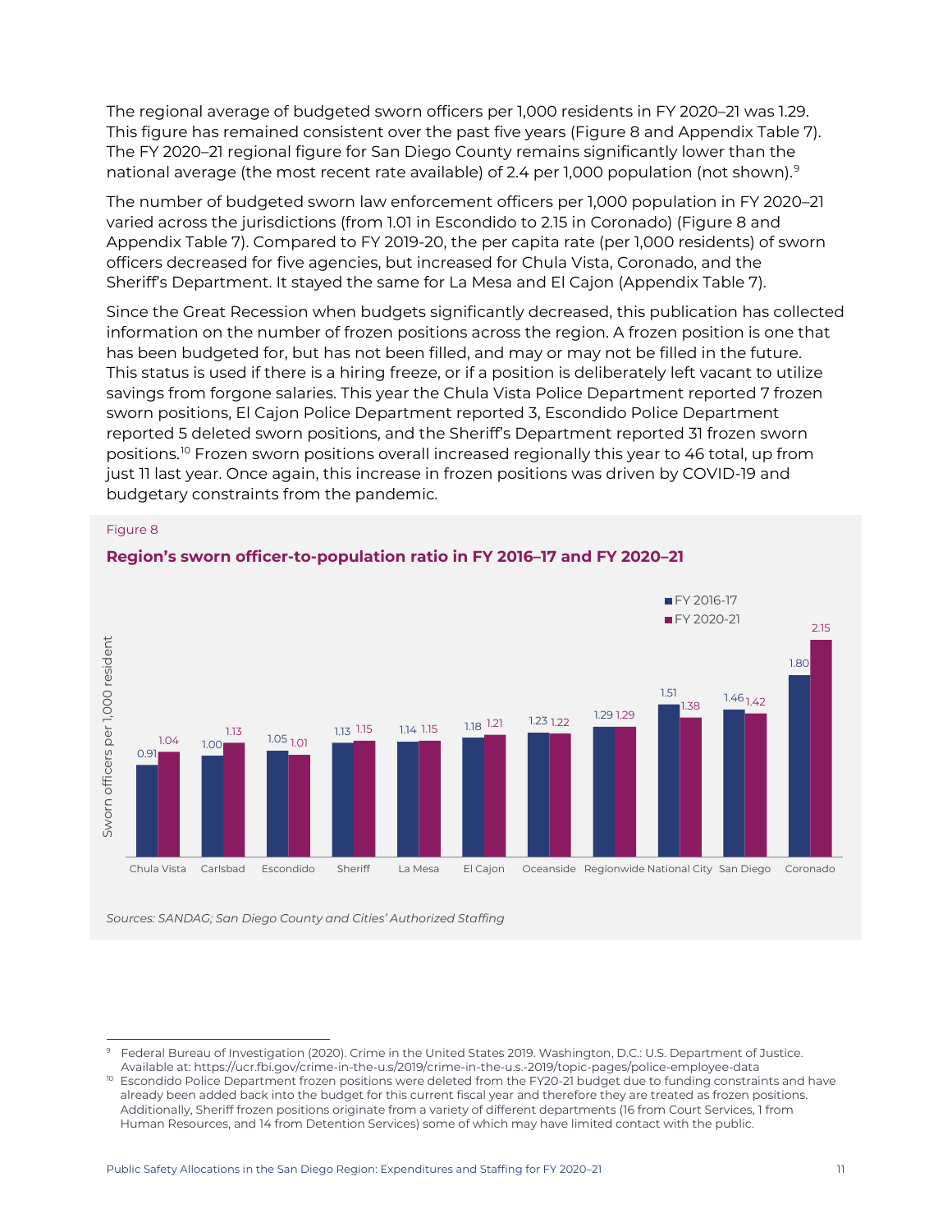The regional average of budgeted sworn officers per 1,000 residents in FY 2020–21 was 1.29. This figure has remained consistent over the past five years (Figure 8 and Appendix Table 7). The FY 2020–21 regional figure for San Diego County remains significantly lower than the national average (the most recent rate available) of 2.4 per 1,000 population (not shown).[9]

The number of budgeted sworn law enforcement officers per 1,000 population in FY 2020–21 varied across the jurisdictions (from 1.01 in Escondido to 2.15 in Coronado) (Figure 8 and Appendix Table 7). Compared to FY 2019-20, the per capita rate (per 1,000 residents) of sworn officers decreased for five agencies, but increased for Chula Vista, Coronado, and the Sheriff's Department. It stayed the same for La Mesa and El Cajon (Appendix Table 7).

Since the Great Recession when budgets significantly decreased, this publication has collected information on the number of frozen positions across the region. A frozen position is one that has been budgeted for, but has not been filled, and may or may not be filled in the future. This status is used if there is a hiring freeze, or if a position is deliberately left vacant to utilize savings from forgone salaries. This year the Chula Vista Police Department reported 7 frozen sworn positions, El Cajon Police Department reported 3, Escondido Police Department reported 5 deleted sworn positions, and the Sheriff's Department reported 31 frozen sworn positions.[10] Frozen sworn positions overall increased regionally this year to 46 total, up from just 11 last year. Once again, this increase in frozen positions was driven by COVID-19 and budgetary constraints from the pandemic.

Figure 8

**Region's sworn officer-to-population ratio in FY 2016–17 and FY 2020–21**

| Jurisdiction | FY 2016-17 | FY 2020-21 |
|---|---|---|
| Chula Vista | 0.91 | 1.04 |
| Carlsbad | 1.00 | 1.13 |
| Escondido | 1.05 | 1.01 |
| Sheriff | 1.13 | 1.15 |
| La Mesa | 1.14 | 1.15 |
| El Cajon | 1.18 | 1.21 |
| Oceanside | 1.23 | 1.22 |
| Regionwide | 1.29 | 1.29 |
| National City | 1.51 | 1.38 |
| San Diego | 1.46 | 1.42 |
| Coronado | 1.80 | 2.15 |

*Sources: SANDAG; San Diego County and Cities' Authorized Staffing*

---

[9] Federal Bureau of Investigation (2020). Crime in the United States 2019. Washington, D.C.: U.S. Department of Justice. Available at: https://ucr.fbi.gov/crime-in-the-u.s/2019/crime-in-the-u.s.-2019/topic-pages/police-employee-data

[10] Escondido Police Department frozen positions were deleted from the FY20-21 budget due to funding constraints and have already been added back into the budget for this current fiscal year and therefore they are treated as frozen positions. Additionally, Sheriff frozen positions originate from a variety of different departments (16 from Court Services, 1 from Human Resources, and 14 from Detention Services) some of which may have limited contact with the public.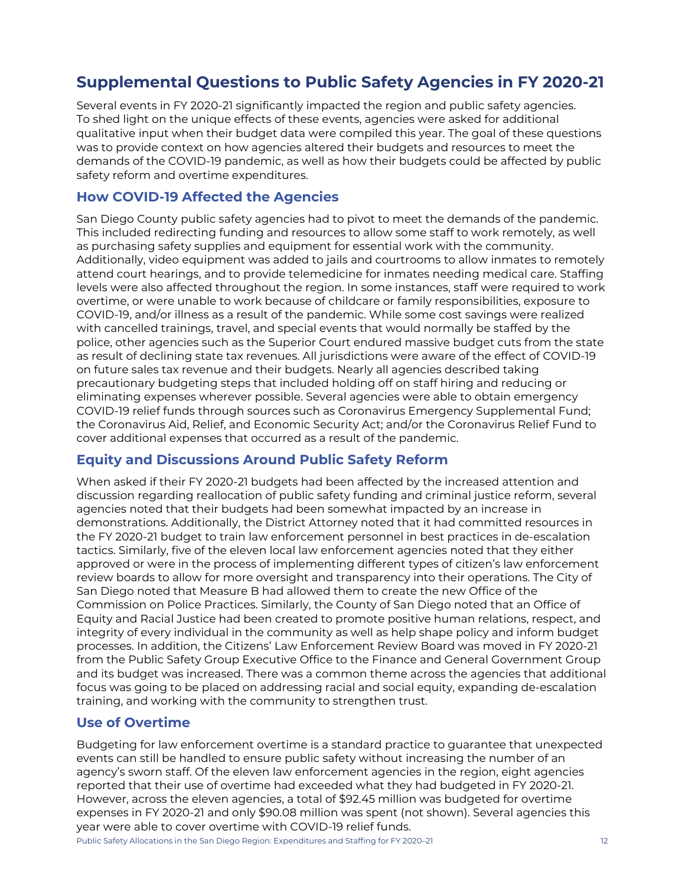## Supplemental Questions to Public Safety Agencies in FY 2020-21

Several events in FY 2020-21 significantly impacted the region and public safety agencies. To shed light on the unique effects of these events, agencies were asked for additional qualitative input when their budget data were compiled this year. The goal of these questions was to provide context on how agencies altered their budgets and resources to meet the demands of the COVID-19 pandemic, as well as how their budgets could be affected by public safety reform and overtime expenditures.

### How COVID-19 Affected the Agencies

San Diego County public safety agencies had to pivot to meet the demands of the pandemic. This included redirecting funding and resources to allow some staff to work remotely, as well as purchasing safety supplies and equipment for essential work with the community. Additionally, video equipment was added to jails and courtrooms to allow inmates to remotely attend court hearings, and to provide telemedicine for inmates needing medical care. Staffing levels were also affected throughout the region. In some instances, staff were required to work overtime, or were unable to work because of childcare or family responsibilities, exposure to COVID-19, and/or illness as a result of the pandemic. While some cost savings were realized with cancelled trainings, travel, and special events that would normally be staffed by the police, other agencies such as the Superior Court endured massive budget cuts from the state as result of declining state tax revenues. All jurisdictions were aware of the effect of COVID-19 on future sales tax revenue and their budgets. Nearly all agencies described taking precautionary budgeting steps that included holding off on staff hiring and reducing or eliminating expenses wherever possible. Several agencies were able to obtain emergency COVID-19 relief funds through sources such as Coronavirus Emergency Supplemental Fund; the Coronavirus Aid, Relief, and Economic Security Act; and/or the Coronavirus Relief Fund to cover additional expenses that occurred as a result of the pandemic.

### Equity and Discussions Around Public Safety Reform

When asked if their FY 2020-21 budgets had been affected by the increased attention and discussion regarding reallocation of public safety funding and criminal justice reform, several agencies noted that their budgets had been somewhat impacted by an increase in demonstrations. Additionally, the District Attorney noted that it had committed resources in the FY 2020-21 budget to train law enforcement personnel in best practices in de-escalation tactics. Similarly, five of the eleven local law enforcement agencies noted that they either approved or were in the process of implementing different types of citizen's law enforcement review boards to allow for more oversight and transparency into their operations. The City of San Diego noted that Measure B had allowed them to create the new Office of the Commission on Police Practices. Similarly, the County of San Diego noted that an Office of Equity and Racial Justice had been created to promote positive human relations, respect, and integrity of every individual in the community as well as help shape policy and inform budget processes. In addition, the Citizens' Law Enforcement Review Board was moved in FY 2020-21 from the Public Safety Group Executive Office to the Finance and General Government Group and its budget was increased. There was a common theme across the agencies that additional focus was going to be placed on addressing racial and social equity, expanding de-escalation training, and working with the community to strengthen trust.

### Use of Overtime

Budgeting for law enforcement overtime is a standard practice to guarantee that unexpected events can still be handled to ensure public safety without increasing the number of an agency's sworn staff. Of the eleven law enforcement agencies in the region, eight agencies reported that their use of overtime had exceeded what they had budgeted in FY 2020-21. However, across the eleven agencies, a total of $92.45 million was budgeted for overtime expenses in FY 2020-21 and only $90.08 million was spent (not shown). Several agencies this year were able to cover overtime with COVID-19 relief funds.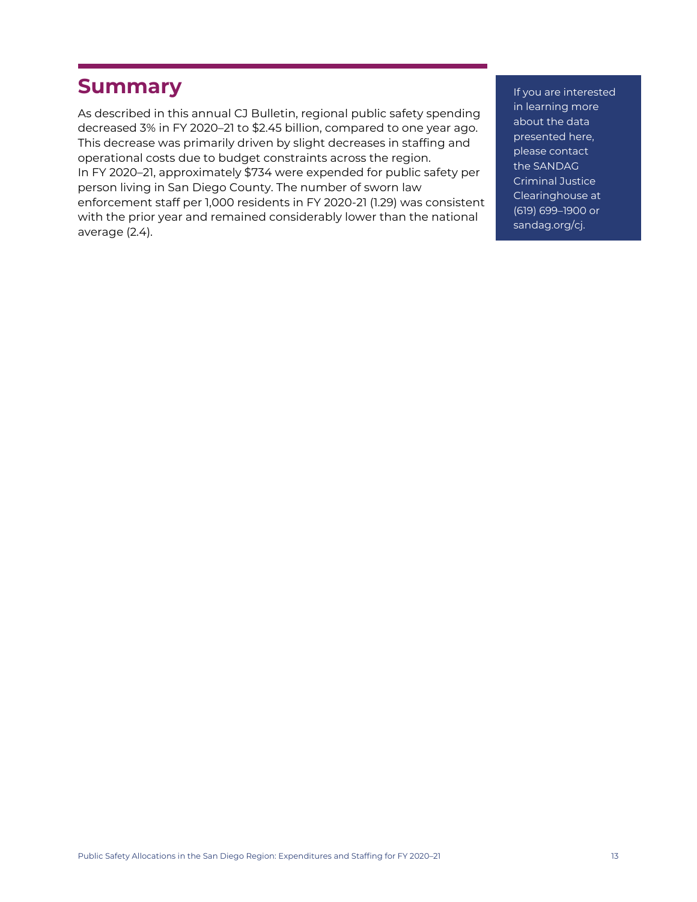# Summary

As described in this annual CJ Bulletin, regional public safety spending decreased 3% in FY 2020–21 to $2.45 billion, compared to one year ago. This decrease was primarily driven by slight decreases in staffing and operational costs due to budget constraints across the region.
In FY 2020–21, approximately $734 were expended for public safety per person living in San Diego County. The number of sworn law enforcement staff per 1,000 residents in FY 2020-21 (1.29) was consistent with the prior year and remained considerably lower than the national average (2.4).

If you are interested in learning more about the data presented here, please contact the SANDAG Criminal Justice Clearinghouse at (619) 699–1900 or sandag.org/cj.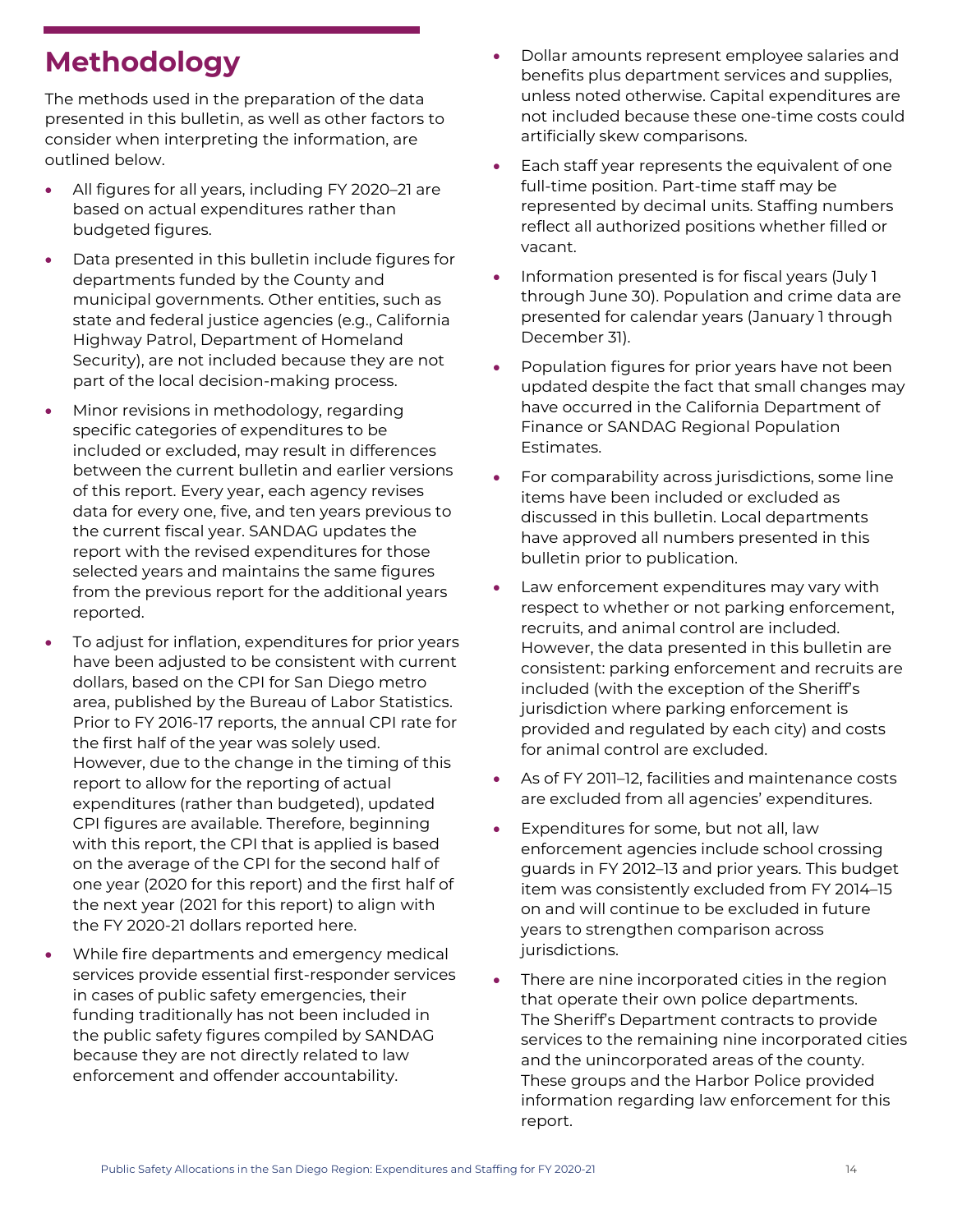# Methodology

The methods used in the preparation of the data presented in this bulletin, as well as other factors to consider when interpreting the information, are outlined below.

- All figures for all years, including FY 2020–21 are based on actual expenditures rather than budgeted figures.
- Data presented in this bulletin include figures for departments funded by the County and municipal governments. Other entities, such as state and federal justice agencies (e.g., California Highway Patrol, Department of Homeland Security), are not included because they are not part of the local decision-making process.
- Minor revisions in methodology, regarding specific categories of expenditures to be included or excluded, may result in differences between the current bulletin and earlier versions of this report. Every year, each agency revises data for every one, five, and ten years previous to the current fiscal year. SANDAG updates the report with the revised expenditures for those selected years and maintains the same figures from the previous report for the additional years reported.
- To adjust for inflation, expenditures for prior years have been adjusted to be consistent with current dollars, based on the CPI for San Diego metro area, published by the Bureau of Labor Statistics. Prior to FY 2016-17 reports, the annual CPI rate for the first half of the year was solely used. However, due to the change in the timing of this report to allow for the reporting of actual expenditures (rather than budgeted), updated CPI figures are available. Therefore, beginning with this report, the CPI that is applied is based on the average of the CPI for the second half of one year (2020 for this report) and the first half of the next year (2021 for this report) to align with the FY 2020-21 dollars reported here.
- While fire departments and emergency medical services provide essential first-responder services in cases of public safety emergencies, their funding traditionally has not been included in the public safety figures compiled by SANDAG because they are not directly related to law enforcement and offender accountability.
- Dollar amounts represent employee salaries and benefits plus department services and supplies, unless noted otherwise. Capital expenditures are not included because these one-time costs could artificially skew comparisons.
- Each staff year represents the equivalent of one full-time position. Part-time staff may be represented by decimal units. Staffing numbers reflect all authorized positions whether filled or vacant.
- Information presented is for fiscal years (July 1 through June 30). Population and crime data are presented for calendar years (January 1 through December 31).
- Population figures for prior years have not been updated despite the fact that small changes may have occurred in the California Department of Finance or SANDAG Regional Population Estimates.
- For comparability across jurisdictions, some line items have been included or excluded as discussed in this bulletin. Local departments have approved all numbers presented in this bulletin prior to publication.
- Law enforcement expenditures may vary with respect to whether or not parking enforcement, recruits, and animal control are included. However, the data presented in this bulletin are consistent: parking enforcement and recruits are included (with the exception of the Sheriff's jurisdiction where parking enforcement is provided and regulated by each city) and costs for animal control are excluded.
- As of FY 2011–12, facilities and maintenance costs are excluded from all agencies' expenditures.
- Expenditures for some, but not all, law enforcement agencies include school crossing guards in FY 2012–13 and prior years. This budget item was consistently excluded from FY 2014–15 on and will continue to be excluded in future years to strengthen comparison across jurisdictions.
- There are nine incorporated cities in the region that operate their own police departments. The Sheriff's Department contracts to provide services to the remaining nine incorporated cities and the unincorporated areas of the county. These groups and the Harbor Police provided information regarding law enforcement for this report.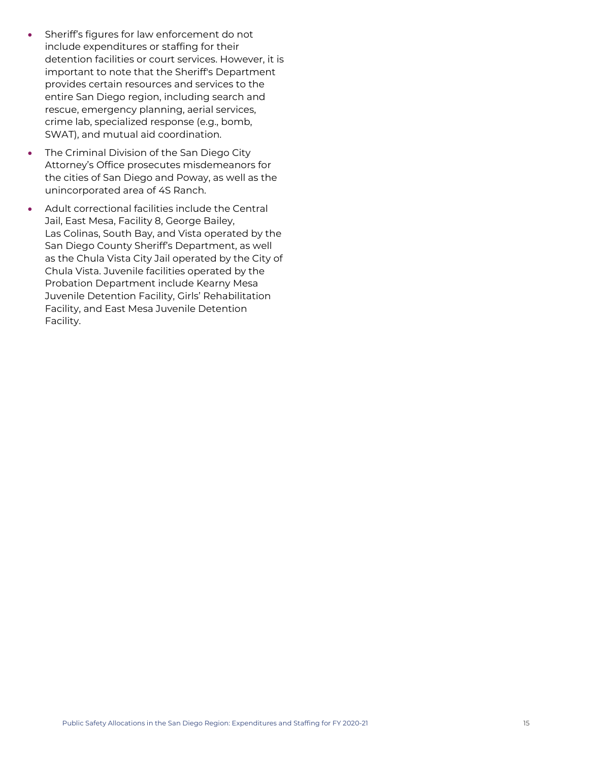- Sheriff's figures for law enforcement do not include expenditures or staffing for their detention facilities or court services. However, it is important to note that the Sheriff's Department provides certain resources and services to the entire San Diego region, including search and rescue, emergency planning, aerial services, crime lab, specialized response (e.g., bomb, SWAT), and mutual aid coordination.
- The Criminal Division of the San Diego City Attorney's Office prosecutes misdemeanors for the cities of San Diego and Poway, as well as the unincorporated area of 4S Ranch.
- Adult correctional facilities include the Central Jail, East Mesa, Facility 8, George Bailey, Las Colinas, South Bay, and Vista operated by the San Diego County Sheriff's Department, as well as the Chula Vista City Jail operated by the City of Chula Vista. Juvenile facilities operated by the Probation Department include Kearny Mesa Juvenile Detention Facility, Girls' Rehabilitation Facility, and East Mesa Juvenile Detention Facility.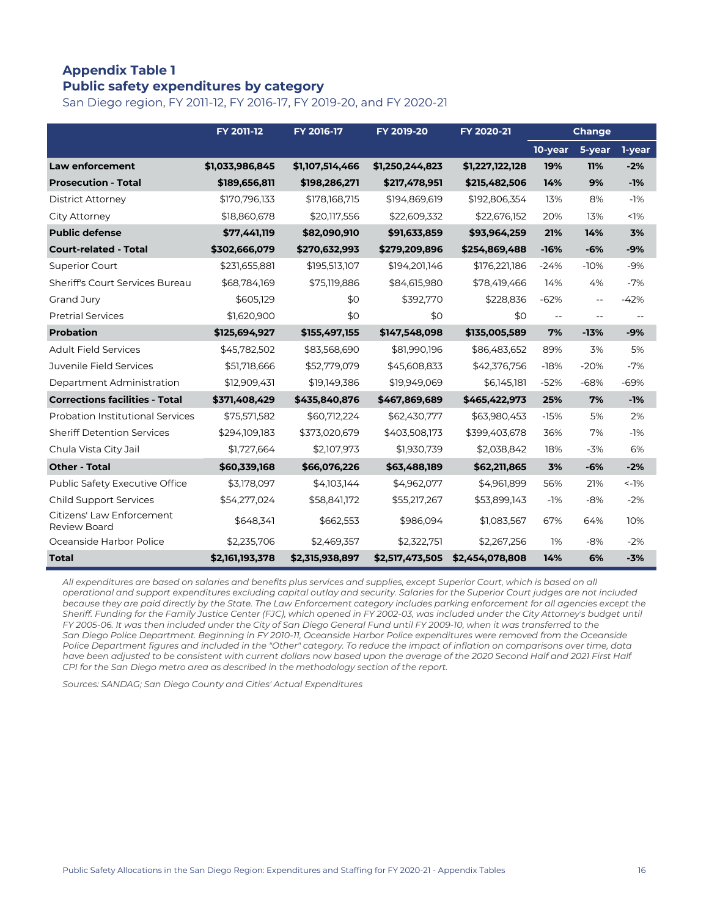## Appendix Table 1
## Public safety expenditures by category

San Diego region, FY 2011-12, FY 2016-17, FY 2019-20, and FY 2020-21

| | FY 2011-12 | FY 2016-17 | FY 2019-20 | FY 2020-21 | Change | | |
|---|---|---|---|---|---|---|---|
| | | | | | 10-year | 5-year | 1-year |
| **Law enforcement** | **$1,033,986,845** | **$1,107,514,466** | **$1,250,244,823** | **$1,227,122,128** | **19%** | **11%** | **-2%** |
| **Prosecution - Total** | **$189,656,811** | **$198,286,271** | **$217,478,951** | **$215,482,506** | **14%** | **9%** | **-1%** |
| District Attorney | $170,796,133 | $178,168,715 | $194,869,619 | $192,806,354 | 13% | 8% | -1% |
| City Attorney | $18,860,678 | $20,117,556 | $22,609,332 | $22,676,152 | 20% | 13% | <1% |
| **Public defense** | **$77,441,119** | **$82,090,910** | **$91,633,859** | **$93,964,259** | **21%** | **14%** | **3%** |
| **Court-related - Total** | **$302,666,079** | **$270,632,993** | **$279,209,896** | **$254,869,488** | **-16%** | **-6%** | **-9%** |
| Superior Court | $231,655,881 | $195,513,107 | $194,201,146 | $176,221,186 | -24% | -10% | -9% |
| Sheriff's Court Services Bureau | $68,784,169 | $75,119,886 | $84,615,980 | $78,419,466 | 14% | 4% | -7% |
| Grand Jury | $605,129 | $0 | $392,770 | $228,836 | -62% | -- | -42% |
| Pretrial Services | $1,620,900 | $0 | $0 | $0 | -- | -- | -- |
| **Probation** | **$125,694,927** | **$155,497,155** | **$147,548,098** | **$135,005,589** | **7%** | **-13%** | **-9%** |
| Adult Field Services | $45,782,502 | $83,568,690 | $81,990,196 | $86,483,652 | 89% | 3% | 5% |
| Juvenile Field Services | $51,718,666 | $52,779,079 | $45,608,833 | $42,376,756 | -18% | -20% | -7% |
| Department Administration | $12,909,431 | $19,149,386 | $19,949,069 | $6,145,181 | -52% | -68% | -69% |
| **Corrections facilities - Total** | **$371,408,429** | **$435,840,876** | **$467,869,689** | **$465,422,973** | **25%** | **7%** | **-1%** |
| Probation Institutional Services | $75,571,582 | $60,712,224 | $62,430,777 | $63,980,453 | -15% | 5% | 2% |
| Sheriff Detention Services | $294,109,183 | $373,020,679 | $403,508,173 | $399,403,678 | 36% | 7% | -1% |
| Chula Vista City Jail | $1,727,664 | $2,107,973 | $1,930,739 | $2,038,842 | 18% | -3% | 6% |
| **Other - Total** | **$60,339,168** | **$66,076,226** | **$63,488,189** | **$62,211,865** | **3%** | **-6%** | **-2%** |
| Public Safety Executive Office | $3,178,097 | $4,103,144 | $4,962,077 | $4,961,899 | 56% | 21% | <-1% |
| Child Support Services | $54,277,024 | $58,841,172 | $55,217,267 | $53,899,143 | -1% | -8% | -2% |
| Citizens' Law Enforcement Review Board | $648,341 | $662,553 | $986,094 | $1,083,567 | 67% | 64% | 10% |
| Oceanside Harbor Police | $2,235,706 | $2,469,357 | $2,322,751 | $2,267,256 | 1% | -8% | -2% |
| **Total** | **$2,161,193,378** | **$2,315,938,897** | **$2,517,473,505** | **$2,454,078,808** | **14%** | **6%** | **-3%** |

*All expenditures are based on salaries and benefits plus services and supplies, except Superior Court, which is based on all operational and support expenditures excluding capital outlay and security. Salaries for the Superior Court judges are not included because they are paid directly by the State. The Law Enforcement category includes parking enforcement for all agencies except the Sheriff. Funding for the Family Justice Center (FJC), which opened in FY 2002-03, was included under the City Attorney's budget until FY 2005-06. It was then included under the City of San Diego General Fund until FY 2009-10, when it was transferred to the San Diego Police Department. Beginning in FY 2010-11, Oceanside Harbor Police expenditures were removed from the Oceanside Police Department figures and included in the "Other" category. To reduce the impact of inflation on comparisons over time, data have been adjusted to be consistent with current dollars now based upon the average of the 2020 Second Half and 2021 First Half CPI for the San Diego metro area as described in the methodology section of the report.*

*Sources: SANDAG; San Diego County and Cities' Actual Expenditures*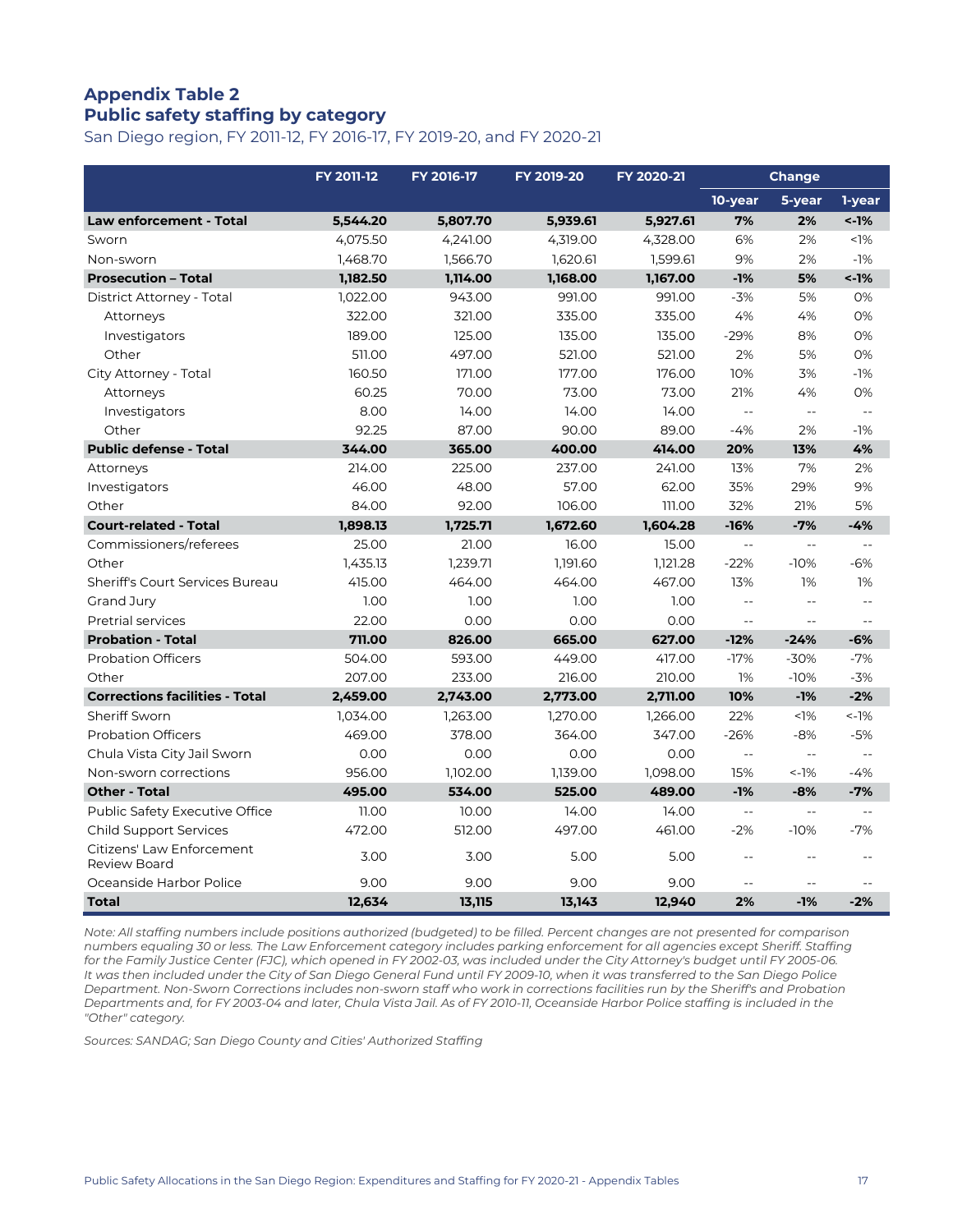## Appendix Table 2
## Public safety staffing by category

San Diego region, FY 2011-12, FY 2016-17, FY 2019-20, and FY 2020-21

| | FY 2011-12 | FY 2016-17 | FY 2019-20 | FY 2020-21 | Change | | |
|---|---|---|---|---|---|---|---|
| | | | | | 10-year | 5-year | 1-year |
| **Law enforcement - Total** | **5,544.20** | **5,807.70** | **5,939.61** | **5,927.61** | **7%** | **2%** | **<-1%** |
| Sworn | 4,075.50 | 4,241.00 | 4,319.00 | 4,328.00 | 6% | 2% | <1% |
| Non-sworn | 1,468.70 | 1,566.70 | 1,620.61 | 1,599.61 | 9% | 2% | -1% |
| **Prosecution – Total** | **1,182.50** | **1,114.00** | **1,168.00** | **1,167.00** | **-1%** | **5%** | **<-1%** |
| District Attorney - Total | 1,022.00 | 943.00 | 991.00 | 991.00 | -3% | 5% | 0% |
| Attorneys | 322.00 | 321.00 | 335.00 | 335.00 | 4% | 4% | 0% |
| Investigators | 189.00 | 125.00 | 135.00 | 135.00 | -29% | 8% | 0% |
| Other | 511.00 | 497.00 | 521.00 | 521.00 | 2% | 5% | 0% |
| City Attorney - Total | 160.50 | 171.00 | 177.00 | 176.00 | 10% | 3% | -1% |
| Attorneys | 60.25 | 70.00 | 73.00 | 73.00 | 21% | 4% | 0% |
| Investigators | 8.00 | 14.00 | 14.00 | 14.00 | -- | -- | -- |
| Other | 92.25 | 87.00 | 90.00 | 89.00 | -4% | 2% | -1% |
| **Public defense - Total** | **344.00** | **365.00** | **400.00** | **414.00** | **20%** | **13%** | **4%** |
| Attorneys | 214.00 | 225.00 | 237.00 | 241.00 | 13% | 7% | 2% |
| Investigators | 46.00 | 48.00 | 57.00 | 62.00 | 35% | 29% | 9% |
| Other | 84.00 | 92.00 | 106.00 | 111.00 | 32% | 21% | 5% |
| **Court-related - Total** | **1,898.13** | **1,725.71** | **1,672.60** | **1,604.28** | **-16%** | **-7%** | **-4%** |
| Commissioners/referees | 25.00 | 21.00 | 16.00 | 15.00 | -- | -- | -- |
| Other | 1,435.13 | 1,239.71 | 1,191.60 | 1,121.28 | -22% | -10% | -6% |
| Sheriff's Court Services Bureau | 415.00 | 464.00 | 464.00 | 467.00 | 13% | 1% | 1% |
| Grand Jury | 1.00 | 1.00 | 1.00 | 1.00 | -- | -- | -- |
| Pretrial services | 22.00 | 0.00 | 0.00 | 0.00 | -- | -- | -- |
| **Probation - Total** | **711.00** | **826.00** | **665.00** | **627.00** | **-12%** | **-24%** | **-6%** |
| Probation Officers | 504.00 | 593.00 | 449.00 | 417.00 | -17% | -30% | -7% |
| Other | 207.00 | 233.00 | 216.00 | 210.00 | 1% | -10% | -3% |
| **Corrections facilities - Total** | **2,459.00** | **2,743.00** | **2,773.00** | **2,711.00** | **10%** | **-1%** | **-2%** |
| Sheriff Sworn | 1,034.00 | 1,263.00 | 1,270.00 | 1,266.00 | 22% | <1% | <-1% |
| Probation Officers | 469.00 | 378.00 | 364.00 | 347.00 | -26% | -8% | -5% |
| Chula Vista City Jail Sworn | 0.00 | 0.00 | 0.00 | 0.00 | -- | -- | -- |
| Non-sworn corrections | 956.00 | 1,102.00 | 1,139.00 | 1,098.00 | 15% | <-1% | -4% |
| **Other - Total** | **495.00** | **534.00** | **525.00** | **489.00** | **-1%** | **-8%** | **-7%** |
| Public Safety Executive Office | 11.00 | 10.00 | 14.00 | 14.00 | -- | -- | -- |
| Child Support Services | 472.00 | 512.00 | 497.00 | 461.00 | -2% | -10% | -7% |
| Citizens' Law Enforcement Review Board | 3.00 | 3.00 | 5.00 | 5.00 | -- | -- | -- |
| Oceanside Harbor Police | 9.00 | 9.00 | 9.00 | 9.00 | -- | -- | -- |
| **Total** | **12,634** | **13,115** | **13,143** | **12,940** | **2%** | **-1%** | **-2%** |

*Note: All staffing numbers include positions authorized (budgeted) to be filled. Percent changes are not presented for comparison numbers equaling 30 or less. The Law Enforcement category includes parking enforcement for all agencies except Sheriff. Staffing for the Family Justice Center (FJC), which opened in FY 2002-03, was included under the City Attorney's budget until FY 2005-06. It was then included under the City of San Diego General Fund until FY 2009-10, when it was transferred to the San Diego Police Department. Non-Sworn Corrections includes non-sworn staff who work in corrections facilities run by the Sheriff's and Probation Departments and, for FY 2003-04 and later, Chula Vista Jail. As of FY 2010-11, Oceanside Harbor Police staffing is included in the "Other" category.*

*Sources: SANDAG; San Diego County and Cities' Authorized Staffing*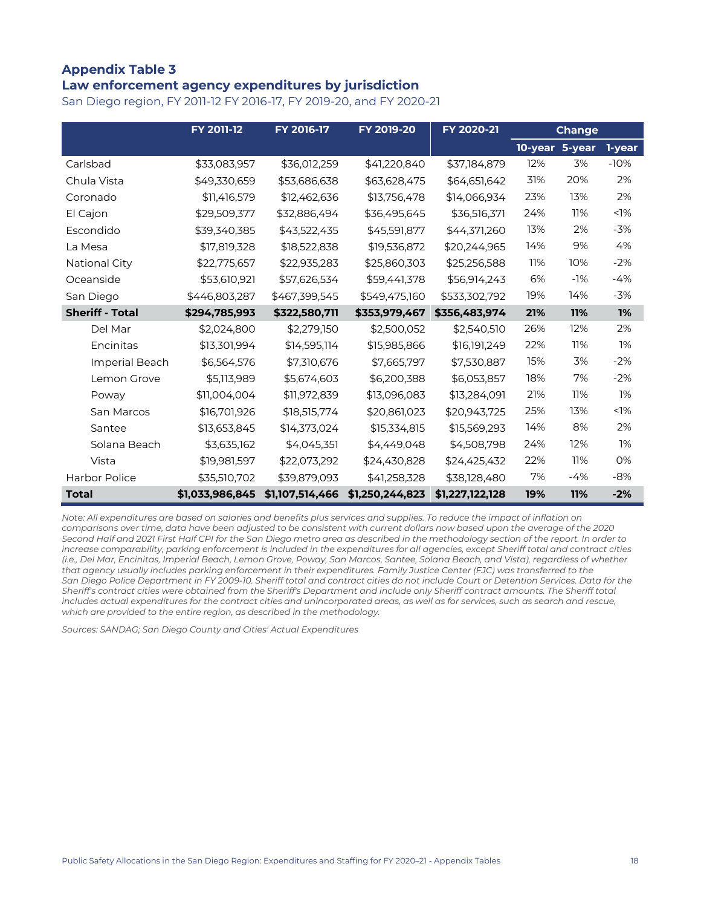## Appendix Table 3
## Law enforcement agency expenditures by jurisdiction

San Diego region, FY 2011-12 FY 2016-17, FY 2019-20, and FY 2020-21

| | FY 2011-12 | FY 2016-17 | FY 2019-20 | FY 2020-21 | Change | | |
|---|---|---|---|---|---|---|---|
| | | | | | 10-year | 5-year | 1-year |
| Carlsbad | $33,083,957 | $36,012,259 | $41,220,840 | $37,184,879 | 12% | 3% | -10% |
| Chula Vista | $49,330,659 | $53,686,638 | $63,628,475 | $64,651,642 | 31% | 20% | 2% |
| Coronado | $11,416,579 | $12,462,636 | $13,756,478 | $14,066,934 | 23% | 13% | 2% |
| El Cajon | $29,509,377 | $32,886,494 | $36,495,645 | $36,516,371 | 24% | 11% | <1% |
| Escondido | $39,340,385 | $43,522,435 | $45,591,877 | $44,371,260 | 13% | 2% | -3% |
| La Mesa | $17,819,328 | $18,522,838 | $19,536,872 | $20,244,965 | 14% | 9% | 4% |
| National City | $22,775,657 | $22,935,283 | $25,860,303 | $25,256,588 | 11% | 10% | -2% |
| Oceanside | $53,610,921 | $57,626,534 | $59,441,378 | $56,914,243 | 6% | -1% | -4% |
| San Diego | $446,803,287 | $467,399,545 | $549,475,160 | $533,302,792 | 19% | 14% | -3% |
| **Sheriff - Total** | **$294,785,993** | **$322,580,711** | **$353,979,467** | **$356,483,974** | **21%** | **11%** | **1%** |
| Del Mar | $2,024,800 | $2,279,150 | $2,500,052 | $2,540,510 | 26% | 12% | 2% |
| Encinitas | $13,301,994 | $14,595,114 | $15,985,866 | $16,191,249 | 22% | 11% | 1% |
| Imperial Beach | $6,564,576 | $7,310,676 | $7,665,797 | $7,530,887 | 15% | 3% | -2% |
| Lemon Grove | $5,113,989 | $5,674,603 | $6,200,388 | $6,053,857 | 18% | 7% | -2% |
| Poway | $11,004,004 | $11,972,839 | $13,096,083 | $13,284,091 | 21% | 11% | 1% |
| San Marcos | $16,701,926 | $18,515,774 | $20,861,023 | $20,943,725 | 25% | 13% | <1% |
| Santee | $13,653,845 | $14,373,024 | $15,334,815 | $15,569,293 | 14% | 8% | 2% |
| Solana Beach | $3,635,162 | $4,045,351 | $4,449,048 | $4,508,798 | 24% | 12% | 1% |
| Vista | $19,981,597 | $22,073,292 | $24,430,828 | $24,425,432 | 22% | 11% | 0% |
| Harbor Police | $35,510,702 | $39,879,093 | $41,258,328 | $38,128,480 | 7% | -4% | -8% |
| **Total** | **$1,033,986,845** | **$1,107,514,466** | **$1,250,244,823** | **$1,227,122,128** | **19%** | **11%** | **-2%** |

*Note: All expenditures are based on salaries and benefits plus services and supplies. To reduce the impact of inflation on comparisons over time, data have been adjusted to be consistent with current dollars now based upon the average of the 2020 Second Half and 2021 First Half CPI for the San Diego metro area as described in the methodology section of the report. In order to increase comparability, parking enforcement is included in the expenditures for all agencies, except Sheriff total and contract cities (i.e., Del Mar, Encinitas, Imperial Beach, Lemon Grove, Poway, San Marcos, Santee, Solana Beach, and Vista), regardless of whether that agency usually includes parking enforcement in their expenditures. Family Justice Center (FJC) was transferred to the San Diego Police Department in FY 2009-10. Sheriff total and contract cities do not include Court or Detention Services. Data for the Sheriff's contract cities were obtained from the Sheriff's Department and include only Sheriff contract amounts. The Sheriff total includes actual expenditures for the contract cities and unincorporated areas, as well as for services, such as search and rescue, which are provided to the entire region, as described in the methodology.*

*Sources: SANDAG; San Diego County and Cities' Actual Expenditures*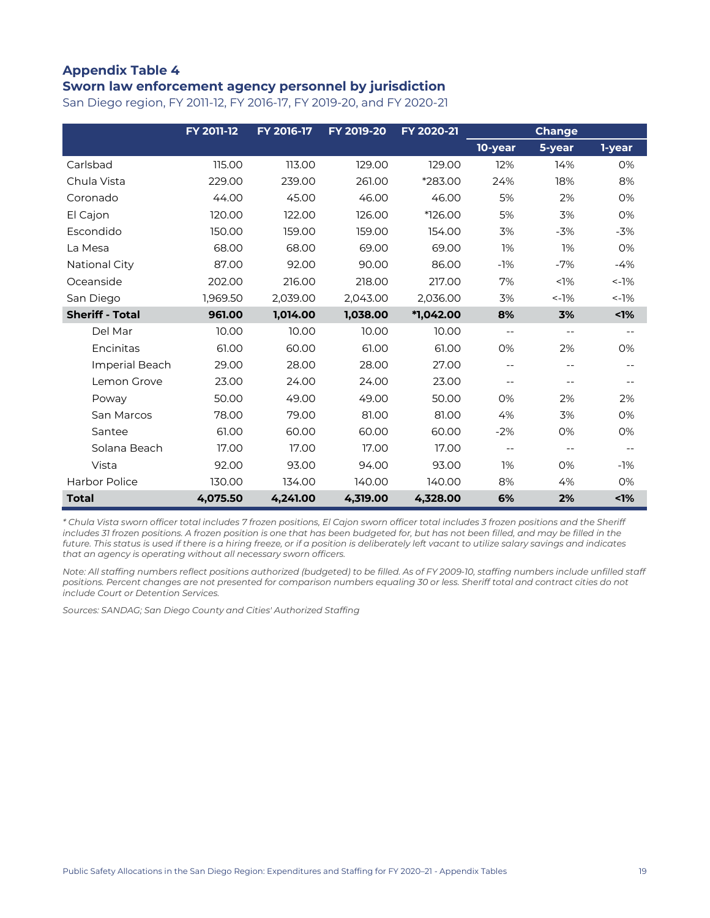## Appendix Table 4
### Sworn law enforcement agency personnel by jurisdiction

San Diego region, FY 2011-12, FY 2016-17, FY 2019-20, and FY 2020-21

| | FY 2011-12 | FY 2016-17 | FY 2019-20 | FY 2020-21 | Change | | |
|---|---|---|---|---|---|---|---|
| | | | | | 10-year | 5-year | 1-year |
| Carlsbad | 115.00 | 113.00 | 129.00 | 129.00 | 12% | 14% | 0% |
| Chula Vista | 229.00 | 239.00 | 261.00 | *283.00 | 24% | 18% | 8% |
| Coronado | 44.00 | 45.00 | 46.00 | 46.00 | 5% | 2% | 0% |
| El Cajon | 120.00 | 122.00 | 126.00 | *126.00 | 5% | 3% | 0% |
| Escondido | 150.00 | 159.00 | 159.00 | 154.00 | 3% | -3% | -3% |
| La Mesa | 68.00 | 68.00 | 69.00 | 69.00 | 1% | 1% | 0% |
| National City | 87.00 | 92.00 | 90.00 | 86.00 | -1% | -7% | -4% |
| Oceanside | 202.00 | 216.00 | 218.00 | 217.00 | 7% | <1% | <-1% |
| San Diego | 1,969.50 | 2,039.00 | 2,043.00 | 2,036.00 | 3% | <-1% | <-1% |
| **Sheriff - Total** | **961.00** | **1,014.00** | **1,038.00** | ***1,042.00** | **8%** | **3%** | **<1%** |
| Del Mar | 10.00 | 10.00 | 10.00 | 10.00 | -- | -- | -- |
| Encinitas | 61.00 | 60.00 | 61.00 | 61.00 | 0% | 2% | 0% |
| Imperial Beach | 29.00 | 28.00 | 28.00 | 27.00 | -- | -- | -- |
| Lemon Grove | 23.00 | 24.00 | 24.00 | 23.00 | -- | -- | -- |
| Poway | 50.00 | 49.00 | 49.00 | 50.00 | 0% | 2% | 2% |
| San Marcos | 78.00 | 79.00 | 81.00 | 81.00 | 4% | 3% | 0% |
| Santee | 61.00 | 60.00 | 60.00 | 60.00 | -2% | 0% | 0% |
| Solana Beach | 17.00 | 17.00 | 17.00 | 17.00 | -- | -- | -- |
| Vista | 92.00 | 93.00 | 94.00 | 93.00 | 1% | 0% | -1% |
| Harbor Police | 130.00 | 134.00 | 140.00 | 140.00 | 8% | 4% | 0% |
| **Total** | **4,075.50** | **4,241.00** | **4,319.00** | **4,328.00** | **6%** | **2%** | **<1%** |

*\* Chula Vista sworn officer total includes 7 frozen positions, El Cajon sworn officer total includes 3 frozen positions and the Sheriff includes 31 frozen positions. A frozen position is one that has been budgeted for, but has not been filled, and may be filled in the future. This status is used if there is a hiring freeze, or if a position is deliberately left vacant to utilize salary savings and indicates that an agency is operating without all necessary sworn officers.*

*Note: All staffing numbers reflect positions authorized (budgeted) to be filled. As of FY 2009-10, staffing numbers include unfilled staff positions. Percent changes are not presented for comparison numbers equaling 30 or less. Sheriff total and contract cities do not include Court or Detention Services.*

*Sources: SANDAG; San Diego County and Cities' Authorized Staffing*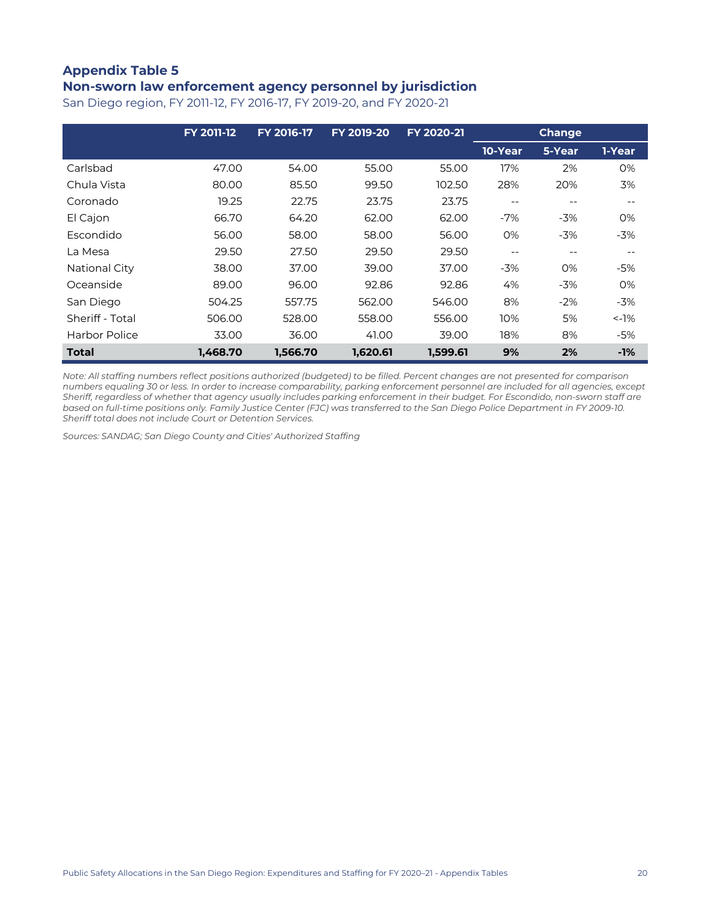## Appendix Table 5
## Non-sworn law enforcement agency personnel by jurisdiction

San Diego region, FY 2011-12, FY 2016-17, FY 2019-20, and FY 2020-21

| | FY 2011-12 | FY 2016-17 | FY 2019-20 | FY 2020-21 | Change | | |
|---|---|---|---|---|---|---|---|
| | | | | | 10-Year | 5-Year | 1-Year |
| Carlsbad | 47.00 | 54.00 | 55.00 | 55.00 | 17% | 2% | 0% |
| Chula Vista | 80.00 | 85.50 | 99.50 | 102.50 | 28% | 20% | 3% |
| Coronado | 19.25 | 22.75 | 23.75 | 23.75 | -- | -- | -- |
| El Cajon | 66.70 | 64.20 | 62.00 | 62.00 | -7% | -3% | 0% |
| Escondido | 56.00 | 58.00 | 58.00 | 56.00 | 0% | -3% | -3% |
| La Mesa | 29.50 | 27.50 | 29.50 | 29.50 | -- | -- | -- |
| National City | 38.00 | 37.00 | 39.00 | 37.00 | -3% | 0% | -5% |
| Oceanside | 89.00 | 96.00 | 92.86 | 92.86 | 4% | -3% | 0% |
| San Diego | 504.25 | 557.75 | 562.00 | 546.00 | 8% | -2% | -3% |
| Sheriff - Total | 506.00 | 528.00 | 558.00 | 556.00 | 10% | 5% | <-1% |
| Harbor Police | 33.00 | 36.00 | 41.00 | 39.00 | 18% | 8% | -5% |
| **Total** | **1,468.70** | **1,566.70** | **1,620.61** | **1,599.61** | **9%** | **2%** | **-1%** |

*Note: All staffing numbers reflect positions authorized (budgeted) to be filled. Percent changes are not presented for comparison numbers equaling 30 or less. In order to increase comparability, parking enforcement personnel are included for all agencies, except Sheriff, regardless of whether that agency usually includes parking enforcement in their budget. For Escondido, non-sworn staff are based on full-time positions only. Family Justice Center (FJC) was transferred to the San Diego Police Department in FY 2009-10. Sheriff total does not include Court or Detention Services.*

*Sources: SANDAG; San Diego County and Cities' Authorized Staffing*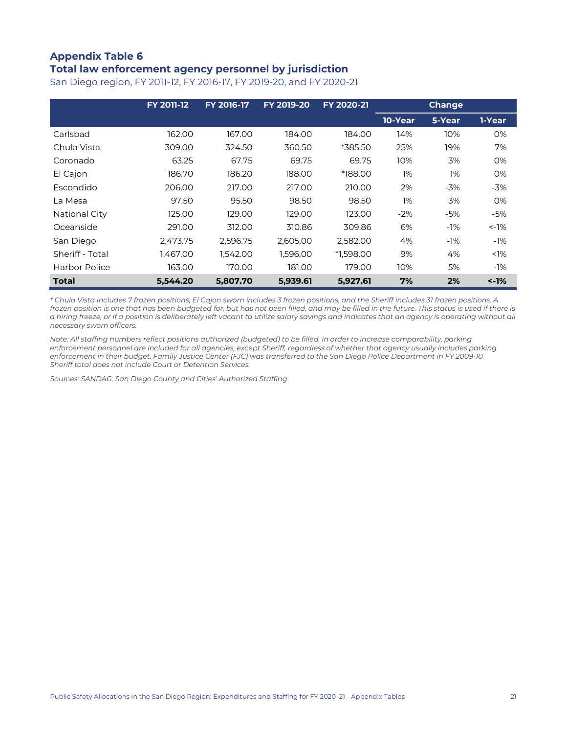## Appendix Table 6
### Total law enforcement agency personnel by jurisdiction

San Diego region, FY 2011-12, FY 2016-17, FY 2019-20, and FY 2020-21

| | FY 2011-12 | FY 2016-17 | FY 2019-20 | FY 2020-21 | Change | | |
|---|---|---|---|---|---|---|---|
| | | | | | 10-Year | 5-Year | 1-Year |
| Carlsbad | 162.00 | 167.00 | 184.00 | 184.00 | 14% | 10% | 0% |
| Chula Vista | 309.00 | 324.50 | 360.50 | *385.50 | 25% | 19% | 7% |
| Coronado | 63.25 | 67.75 | 69.75 | 69.75 | 10% | 3% | 0% |
| El Cajon | 186.70 | 186.20 | 188.00 | *188.00 | 1% | 1% | 0% |
| Escondido | 206.00 | 217.00 | 217.00 | 210.00 | 2% | -3% | -3% |
| La Mesa | 97.50 | 95.50 | 98.50 | 98.50 | 1% | 3% | 0% |
| National City | 125.00 | 129.00 | 129.00 | 123.00 | -2% | -5% | -5% |
| Oceanside | 291.00 | 312.00 | 310.86 | 309.86 | 6% | -1% | <-1% |
| San Diego | 2,473.75 | 2,596.75 | 2,605.00 | 2,582.00 | 4% | -1% | -1% |
| Sheriff - Total | 1,467.00 | 1,542.00 | 1,596.00 | *1,598.00 | 9% | 4% | <1% |
| Harbor Police | 163.00 | 170.00 | 181.00 | 179.00 | 10% | 5% | -1% |
| **Total** | **5,544.20** | **5,807.70** | **5,939.61** | **5,927.61** | **7%** | **2%** | **<-1%** |

*\* Chula Vista includes 7 frozen positions, El Cajon sworn includes 3 frozen positions, and the Sheriff includes 31 frozen positions. A frozen position is one that has been budgeted for, but has not been filled, and may be filled in the future. This status is used if there is a hiring freeze, or if a position is deliberately left vacant to utilize salary savings and indicates that an agency is operating without all necessary sworn officers.*

*Note: All staffing numbers reflect positions authorized (budgeted) to be filled. In order to increase comparability, parking enforcement personnel are included for all agencies, except Sheriff, regardless of whether that agency usually includes parking enforcement in their budget. Family Justice Center (FJC) was transferred to the San Diego Police Department in FY 2009-10. Sheriff total does not include Court or Detention Services.*

*Sources: SANDAG; San Diego County and Cities' Authorized Staffing*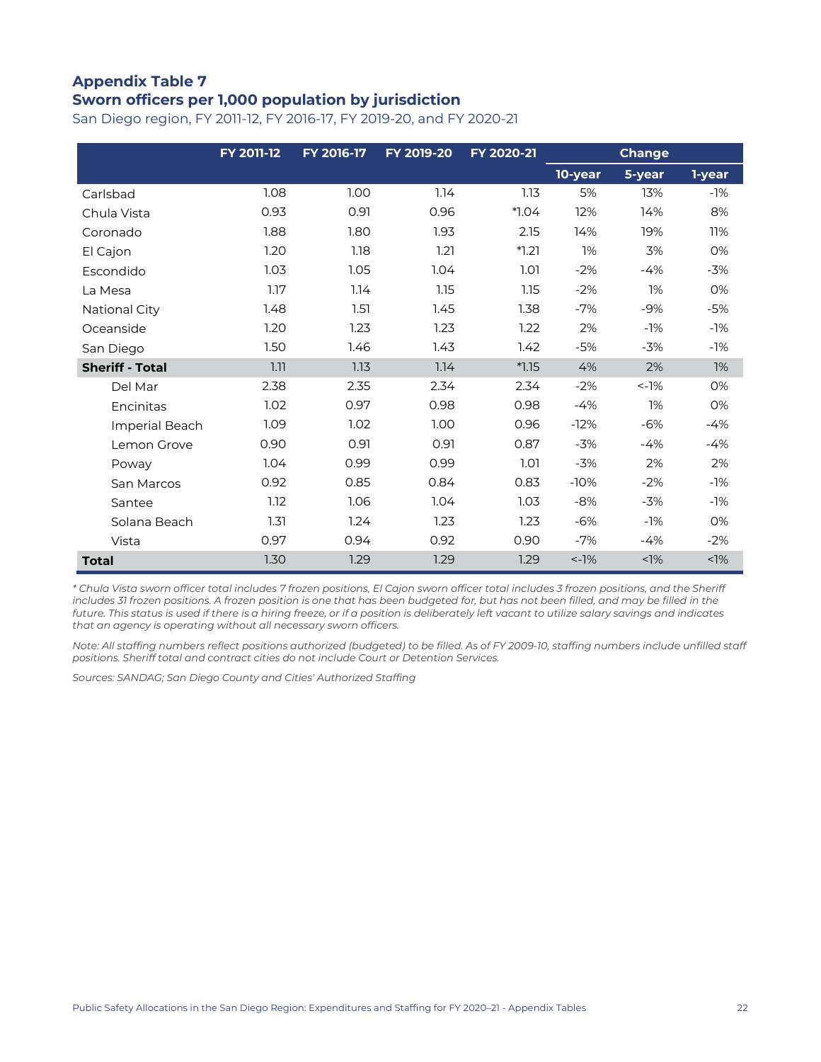## Appendix Table 7
## Sworn officers per 1,000 population by jurisdiction

San Diego region, FY 2011-12, FY 2016-17, FY 2019-20, and FY 2020-21

| | FY 2011-12 | FY 2016-17 | FY 2019-20 | FY 2020-21 | Change | | |
|---|---|---|---|---|---|---|---|
| | | | | | 10-year | 5-year | 1-year |
| Carlsbad | 1.08 | 1.00 | 1.14 | 1.13 | 5% | 13% | -1% |
| Chula Vista | 0.93 | 0.91 | 0.96 | *1.04 | 12% | 14% | 8% |
| Coronado | 1.88 | 1.80 | 1.93 | 2.15 | 14% | 19% | 11% |
| El Cajon | 1.20 | 1.18 | 1.21 | *1.21 | 1% | 3% | 0% |
| Escondido | 1.03 | 1.05 | 1.04 | 1.01 | -2% | -4% | -3% |
| La Mesa | 1.17 | 1.14 | 1.15 | 1.15 | -2% | 1% | 0% |
| National City | 1.48 | 1.51 | 1.45 | 1.38 | -7% | -9% | -5% |
| Oceanside | 1.20 | 1.23 | 1.23 | 1.22 | 2% | -1% | -1% |
| San Diego | 1.50 | 1.46 | 1.43 | 1.42 | -5% | -3% | -1% |
| **Sheriff - Total** | 1.11 | 1.13 | 1.14 | *1.15 | 4% | 2% | 1% |
| Del Mar | 2.38 | 2.35 | 2.34 | 2.34 | -2% | <-1% | 0% |
| Encinitas | 1.02 | 0.97 | 0.98 | 0.98 | -4% | 1% | 0% |
| Imperial Beach | 1.09 | 1.02 | 1.00 | 0.96 | -12% | -6% | -4% |
| Lemon Grove | 0.90 | 0.91 | 0.91 | 0.87 | -3% | -4% | -4% |
| Poway | 1.04 | 0.99 | 0.99 | 1.01 | -3% | 2% | 2% |
| San Marcos | 0.92 | 0.85 | 0.84 | 0.83 | -10% | -2% | -1% |
| Santee | 1.12 | 1.06 | 1.04 | 1.03 | -8% | -3% | -1% |
| Solana Beach | 1.31 | 1.24 | 1.23 | 1.23 | -6% | -1% | 0% |
| Vista | 0.97 | 0.94 | 0.92 | 0.90 | -7% | -4% | -2% |
| **Total** | 1.30 | 1.29 | 1.29 | 1.29 | <-1% | <1% | <1% |

*\* Chula Vista sworn officer total includes 7 frozen positions, El Cajon sworn officer total includes 3 frozen positions, and the Sheriff includes 31 frozen positions. A frozen position is one that has been budgeted for, but has not been filled, and may be filled in the future. This status is used if there is a hiring freeze, or if a position is deliberately left vacant to utilize salary savings and indicates that an agency is operating without all necessary sworn officers.*

*Note: All staffing numbers reflect positions authorized (budgeted) to be filled. As of FY 2009-10, staffing numbers include unfilled staff positions. Sheriff total and contract cities do not include Court or Detention Services.*

*Sources: SANDAG; San Diego County and Cities' Authorized Staffing*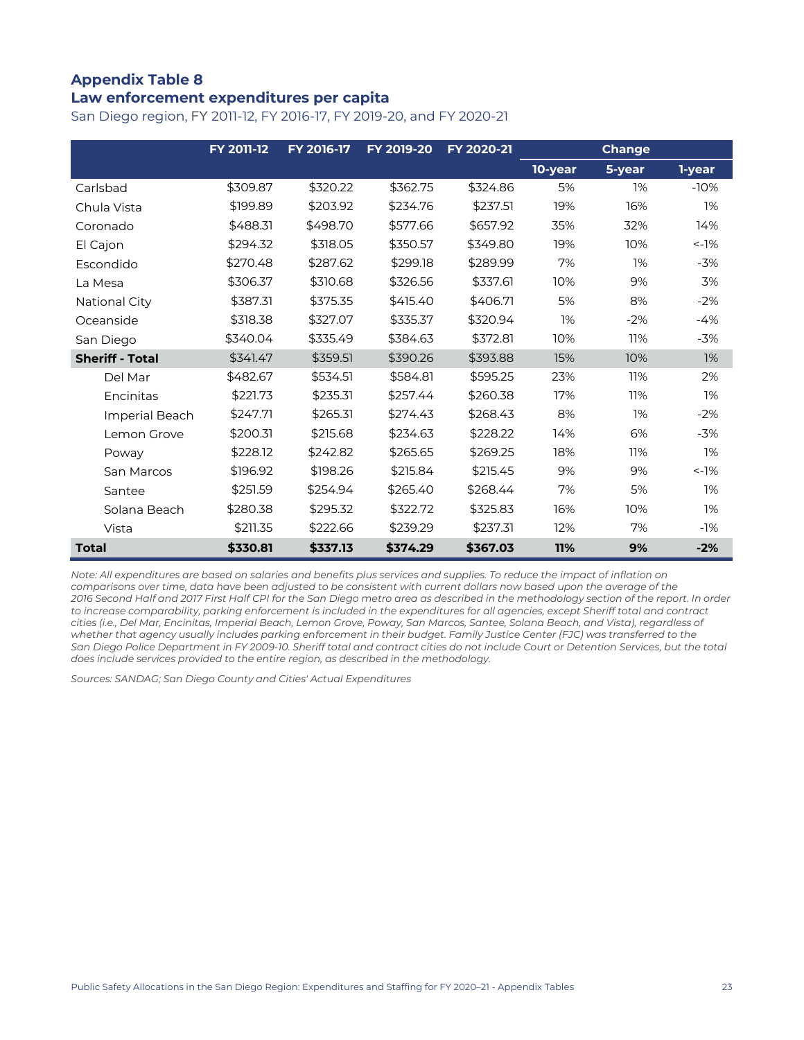## Appendix Table 8

## Law enforcement expenditures per capita

San Diego region, FY 2011-12, FY 2016-17, FY 2019-20, and FY 2020-21

| | FY 2011-12 | FY 2016-17 | FY 2019-20 | FY 2020-21 | Change | | |
|---|---|---|---|---|---|---|---|
| | | | | | 10-year | 5-year | 1-year |
| Carlsbad | $309.87 | $320.22 | $362.75 | $324.86 | 5% | 1% | -10% |
| Chula Vista | $199.89 | $203.92 | $234.76 | $237.51 | 19% | 16% | 1% |
| Coronado | $488.31 | $498.70 | $577.66 | $657.92 | 35% | 32% | 14% |
| El Cajon | $294.32 | $318.05 | $350.57 | $349.80 | 19% | 10% | <-1% |
| Escondido | $270.48 | $287.62 | $299.18 | $289.99 | 7% | 1% | -3% |
| La Mesa | $306.37 | $310.68 | $326.56 | $337.61 | 10% | 9% | 3% |
| National City | $387.31 | $375.35 | $415.40 | $406.71 | 5% | 8% | -2% |
| Oceanside | $318.38 | $327.07 | $335.37 | $320.94 | 1% | -2% | -4% |
| San Diego | $340.04 | $335.49 | $384.63 | $372.81 | 10% | 11% | -3% |
| **Sheriff - Total** | $341.47 | $359.51 | $390.26 | $393.88 | 15% | 10% | 1% |
| Del Mar | $482.67 | $534.51 | $584.81 | $595.25 | 23% | 11% | 2% |
| Encinitas | $221.73 | $235.31 | $257.44 | $260.38 | 17% | 11% | 1% |
| Imperial Beach | $247.71 | $265.31 | $274.43 | $268.43 | 8% | 1% | -2% |
| Lemon Grove | $200.31 | $215.68 | $234.63 | $228.22 | 14% | 6% | -3% |
| Poway | $228.12 | $242.82 | $265.65 | $269.25 | 18% | 11% | 1% |
| San Marcos | $196.92 | $198.26 | $215.84 | $215.45 | 9% | 9% | <-1% |
| Santee | $251.59 | $254.94 | $265.40 | $268.44 | 7% | 5% | 1% |
| Solana Beach | $280.38 | $295.32 | $322.72 | $325.83 | 16% | 10% | 1% |
| Vista | $211.35 | $222.66 | $239.29 | $237.31 | 12% | 7% | -1% |
| **Total** | **$330.81** | **$337.13** | **$374.29** | **$367.03** | **11%** | **9%** | **-2%** |

*Note: All expenditures are based on salaries and benefits plus services and supplies. To reduce the impact of inflation on comparisons over time, data have been adjusted to be consistent with current dollars now based upon the average of the 2016 Second Half and 2017 First Half CPI for the San Diego metro area as described in the methodology section of the report. In order to increase comparability, parking enforcement is included in the expenditures for all agencies, except Sheriff total and contract cities (i.e., Del Mar, Encinitas, Imperial Beach, Lemon Grove, Poway, San Marcos, Santee, Solana Beach, and Vista), regardless of whether that agency usually includes parking enforcement in their budget. Family Justice Center (FJC) was transferred to the San Diego Police Department in FY 2009-10. Sheriff total and contract cities do not include Court or Detention Services, but the total does include services provided to the entire region, as described in the methodology.*

*Sources: SANDAG; San Diego County and Cities' Actual Expenditures*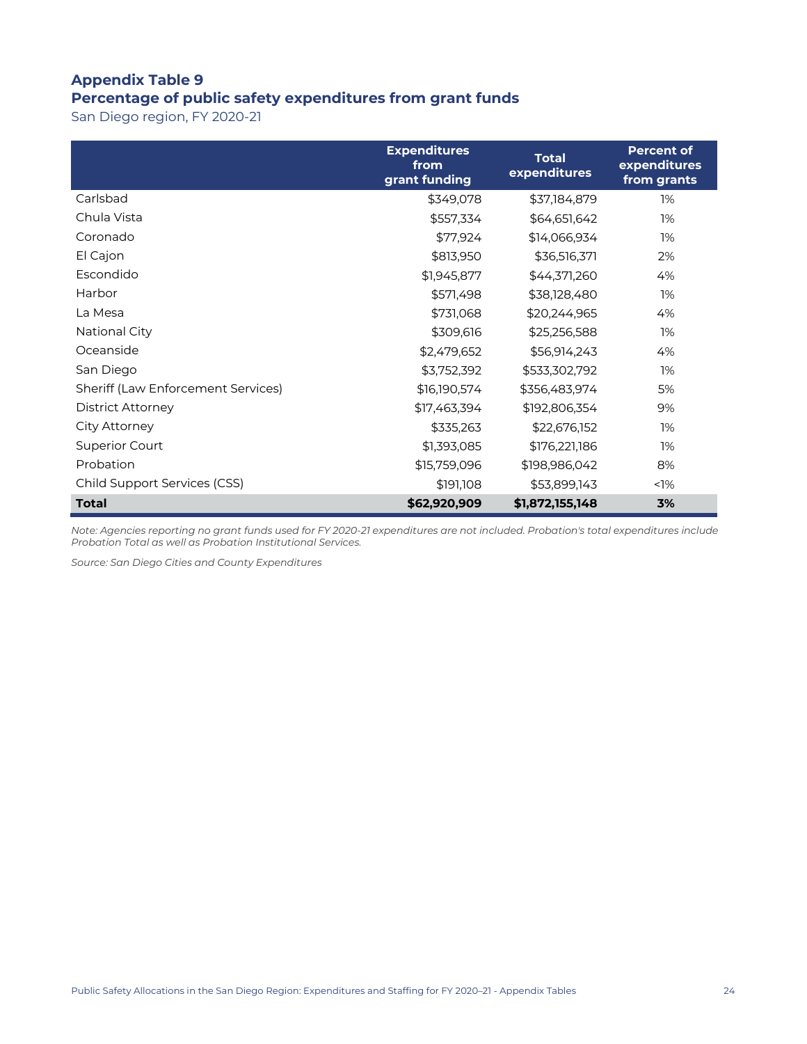### Appendix Table 9
### Percentage of public safety expenditures from grant funds

San Diego region, FY 2020-21

| | Expenditures from grant funding | Total expenditures | Percent of expenditures from grants |
|---|---|---|---|
| Carlsbad | $349,078 | $37,184,879 | 1% |
| Chula Vista | $557,334 | $64,651,642 | 1% |
| Coronado | $77,924 | $14,066,934 | 1% |
| El Cajon | $813,950 | $36,516,371 | 2% |
| Escondido | $1,945,877 | $44,371,260 | 4% |
| Harbor | $571,498 | $38,128,480 | 1% |
| La Mesa | $731,068 | $20,244,965 | 4% |
| National City | $309,616 | $25,256,588 | 1% |
| Oceanside | $2,479,652 | $56,914,243 | 4% |
| San Diego | $3,752,392 | $533,302,792 | 1% |
| Sheriff (Law Enforcement Services) | $16,190,574 | $356,483,974 | 5% |
| District Attorney | $17,463,394 | $192,806,354 | 9% |
| City Attorney | $335,263 | $22,676,152 | 1% |
| Superior Court | $1,393,085 | $176,221,186 | 1% |
| Probation | $15,759,096 | $198,986,042 | 8% |
| Child Support Services (CSS) | $191,108 | $53,899,143 | <1% |
| **Total** | **$62,920,909** | **$1,872,155,148** | **3%** |

*Note: Agencies reporting no grant funds used for FY 2020-21 expenditures are not included. Probation's total expenditures include Probation Total as well as Probation Institutional Services.*

*Source: San Diego Cities and County Expenditures*